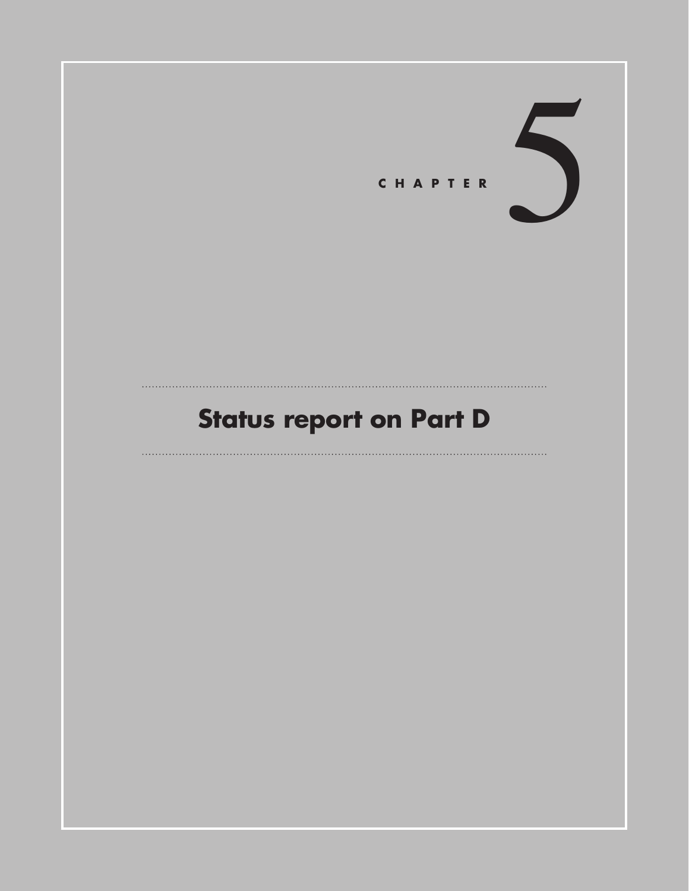CHAPTER 5

# Status report on Part D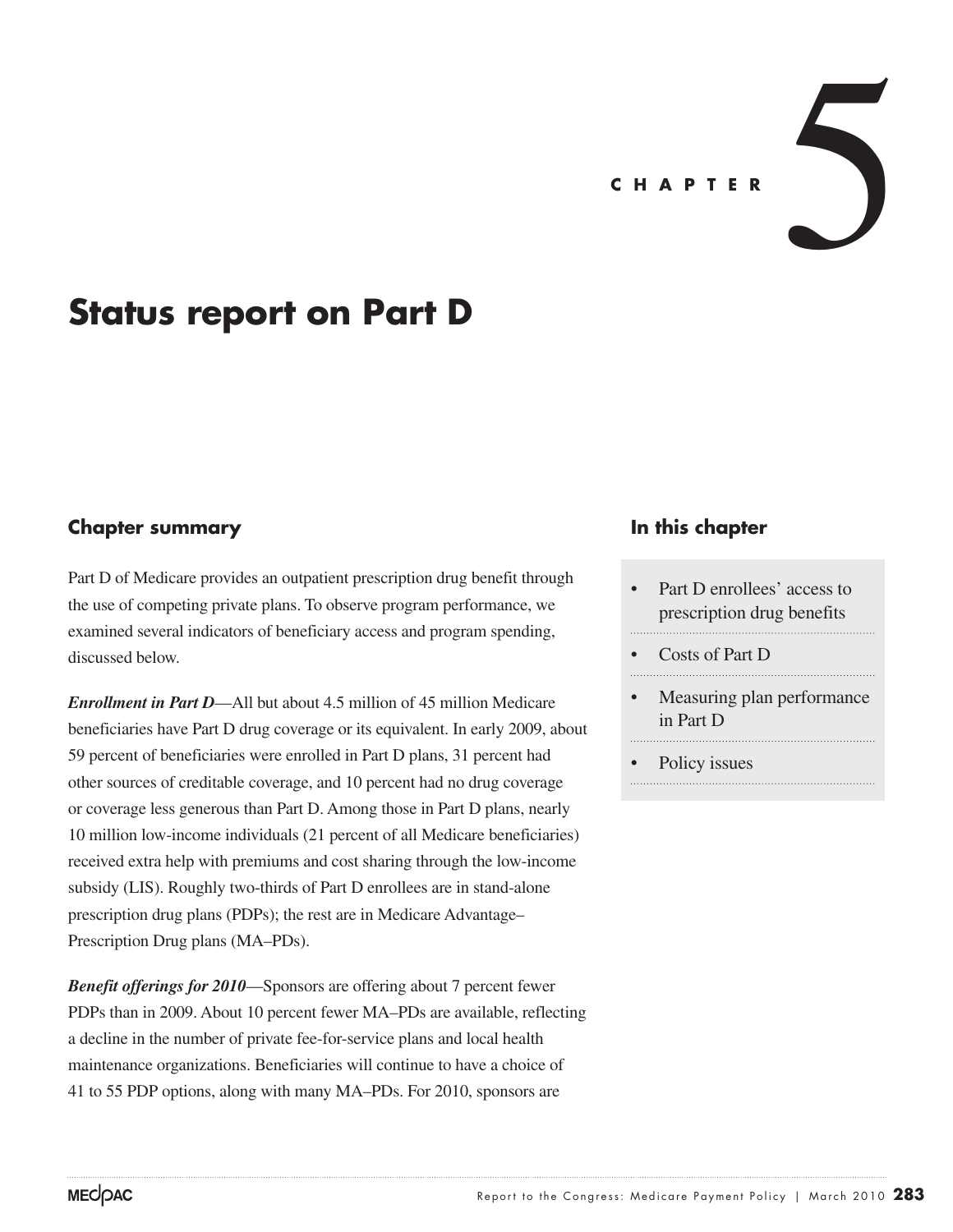CHAPTER 5

# Status report on Part D

## Chapter summary

Part D of Medicare provides an outpatient prescription drug benefit through the use of competing private plans. To observe program performance, we examined several indicators of beneficiary access and program spending, discussed below.

***Enrollment in Part D***—All but about 4.5 million of 45 million Medicare beneficiaries have Part D drug coverage or its equivalent. In early 2009, about 59 percent of beneficiaries were enrolled in Part D plans, 31 percent had other sources of creditable coverage, and 10 percent had no drug coverage or coverage less generous than Part D. Among those in Part D plans, nearly 10 million low-income individuals (21 percent of all Medicare beneficiaries) received extra help with premiums and cost sharing through the low-income subsidy (LIS). Roughly two-thirds of Part D enrollees are in stand-alone prescription drug plans (PDPs); the rest are in Medicare Advantage–Prescription Drug plans (MA–PDs).

***Benefit offerings for 2010***—Sponsors are offering about 7 percent fewer PDPs than in 2009. About 10 percent fewer MA–PDs are available, reflecting a decline in the number of private fee-for-service plans and local health maintenance organizations. Beneficiaries will continue to have a choice of 41 to 55 PDP options, along with many MA–PDs. For 2010, sponsors are

## In this chapter

- Part D enrollees' access to prescription drug benefits
- Costs of Part D
- Measuring plan performance in Part D
- Policy issues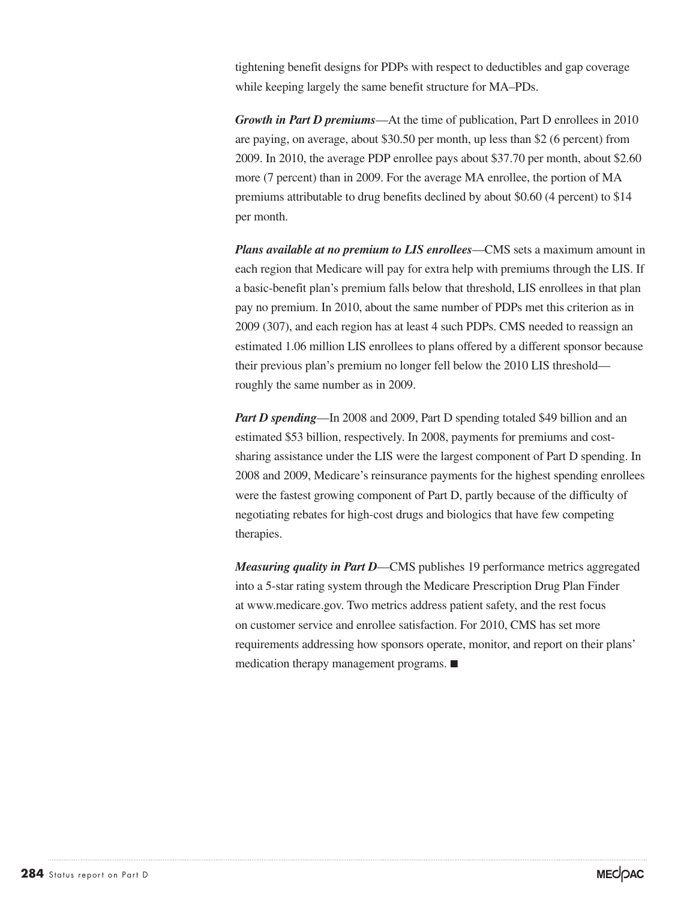tightening benefit designs for PDPs with respect to deductibles and gap coverage while keeping largely the same benefit structure for MA–PDs.

***Growth in Part D premiums***—At the time of publication, Part D enrollees in 2010 are paying, on average, about $30.50 per month, up less than $2 (6 percent) from 2009. In 2010, the average PDP enrollee pays about $37.70 per month, about $2.60 more (7 percent) than in 2009. For the average MA enrollee, the portion of MA premiums attributable to drug benefits declined by about $0.60 (4 percent) to $14 per month.

***Plans available at no premium to LIS enrollees***—CMS sets a maximum amount in each region that Medicare will pay for extra help with premiums through the LIS. If a basic-benefit plan's premium falls below that threshold, LIS enrollees in that plan pay no premium. In 2010, about the same number of PDPs met this criterion as in 2009 (307), and each region has at least 4 such PDPs. CMS needed to reassign an estimated 1.06 million LIS enrollees to plans offered by a different sponsor because their previous plan's premium no longer fell below the 2010 LIS threshold—roughly the same number as in 2009.

***Part D spending***—In 2008 and 2009, Part D spending totaled $49 billion and an estimated $53 billion, respectively. In 2008, payments for premiums and cost-sharing assistance under the LIS were the largest component of Part D spending. In 2008 and 2009, Medicare's reinsurance payments for the highest spending enrollees were the fastest growing component of Part D, partly because of the difficulty of negotiating rebates for high-cost drugs and biologics that have few competing therapies.

***Measuring quality in Part D***—CMS publishes 19 performance metrics aggregated into a 5-star rating system through the Medicare Prescription Drug Plan Finder at www.medicare.gov. Two metrics address patient safety, and the rest focus on customer service and enrollee satisfaction. For 2010, CMS has set more requirements addressing how sponsors operate, monitor, and report on their plans' medication therapy management programs. ■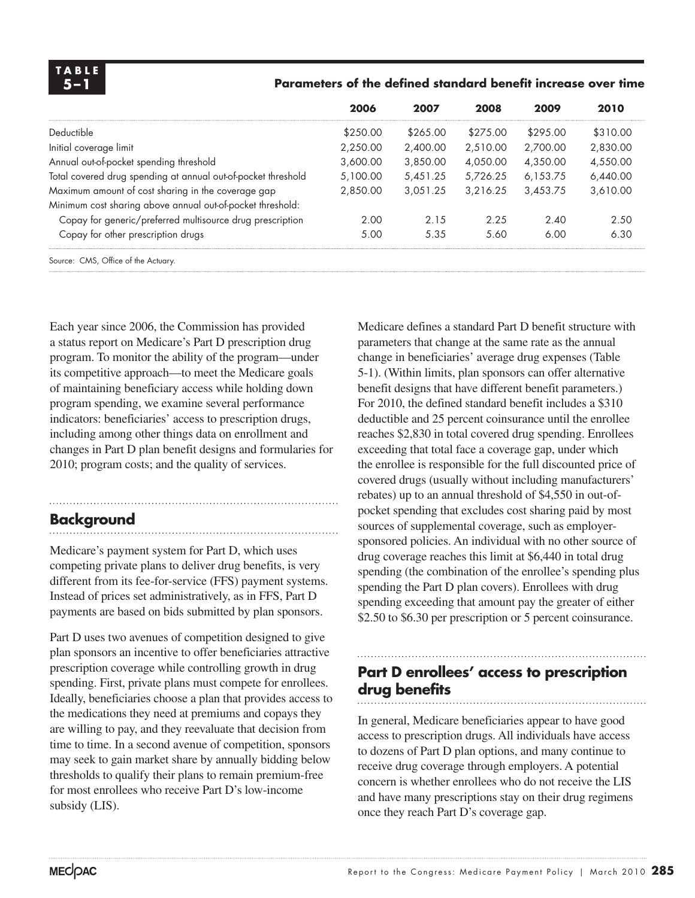**TABLE 5–1**

**Parameters of the defined standard benefit increase over time**

| | 2006 | 2007 | 2008 | 2009 | 2010 |
|---|---|---|---|---|---|
| Deductible | $250.00 | $265.00 | $275.00 | $295.00 | $310.00 |
| Initial coverage limit | 2,250.00 | 2,400.00 | 2,510.00 | 2,700.00 | 2,830.00 |
| Annual out-of-pocket spending threshold | 3,600.00 | 3,850.00 | 4,050.00 | 4,350.00 | 4,550.00 |
| Total covered drug spending at annual out-of-pocket threshold | 5,100.00 | 5,451.25 | 5,726.25 | 6,153.75 | 6,440.00 |
| Maximum amount of cost sharing in the coverage gap | 2,850.00 | 3,051.25 | 3,216.25 | 3,453.75 | 3,610.00 |
| Minimum cost sharing above annual out-of-pocket threshold: | | | | | |
| Copay for generic/preferred multisource drug prescription | 2.00 | 2.15 | 2.25 | 2.40 | 2.50 |
| Copay for other prescription drugs | 5.00 | 5.35 | 5.60 | 6.00 | 6.30 |

Source: CMS, Office of the Actuary.

Each year since 2006, the Commission has provided a status report on Medicare's Part D prescription drug program. To monitor the ability of the program—under its competitive approach—to meet the Medicare goals of maintaining beneficiary access while holding down program spending, we examine several performance indicators: beneficiaries' access to prescription drugs, including among other things data on enrollment and changes in Part D plan benefit designs and formularies for 2010; program costs; and the quality of services.

## Background

Medicare's payment system for Part D, which uses competing private plans to deliver drug benefits, is very different from its fee-for-service (FFS) payment systems. Instead of prices set administratively, as in FFS, Part D payments are based on bids submitted by plan sponsors.

Part D uses two avenues of competition designed to give plan sponsors an incentive to offer beneficiaries attractive prescription coverage while controlling growth in drug spending. First, private plans must compete for enrollees. Ideally, beneficiaries choose a plan that provides access to the medications they need at premiums and copays they are willing to pay, and they reevaluate that decision from time to time. In a second avenue of competition, sponsors may seek to gain market share by annually bidding below thresholds to qualify their plans to remain premium-free for most enrollees who receive Part D's low-income subsidy (LIS).

Medicare defines a standard Part D benefit structure with parameters that change at the same rate as the annual change in beneficiaries' average drug expenses (Table 5-1). (Within limits, plan sponsors can offer alternative benefit designs that have different benefit parameters.) For 2010, the defined standard benefit includes a $310 deductible and 25 percent coinsurance until the enrollee reaches $2,830 in total covered drug spending. Enrollees exceeding that total face a coverage gap, under which the enrollee is responsible for the full discounted price of covered drugs (usually without including manufacturers' rebates) up to an annual threshold of $4,550 in out-of-pocket spending that excludes cost sharing paid by most sources of supplemental coverage, such as employer-sponsored policies. An individual with no other source of drug coverage reaches this limit at $6,440 in total drug spending (the combination of the enrollee's spending plus spending the Part D plan covers). Enrollees with drug spending exceeding that amount pay the greater of either $2.50 to $6.30 per prescription or 5 percent coinsurance.

## Part D enrollees' access to prescription drug benefits

In general, Medicare beneficiaries appear to have good access to prescription drugs. All individuals have access to dozens of Part D plan options, and many continue to receive drug coverage through employers. A potential concern is whether enrollees who do not receive the LIS and have many prescriptions stay on their drug regimens once they reach Part D's coverage gap.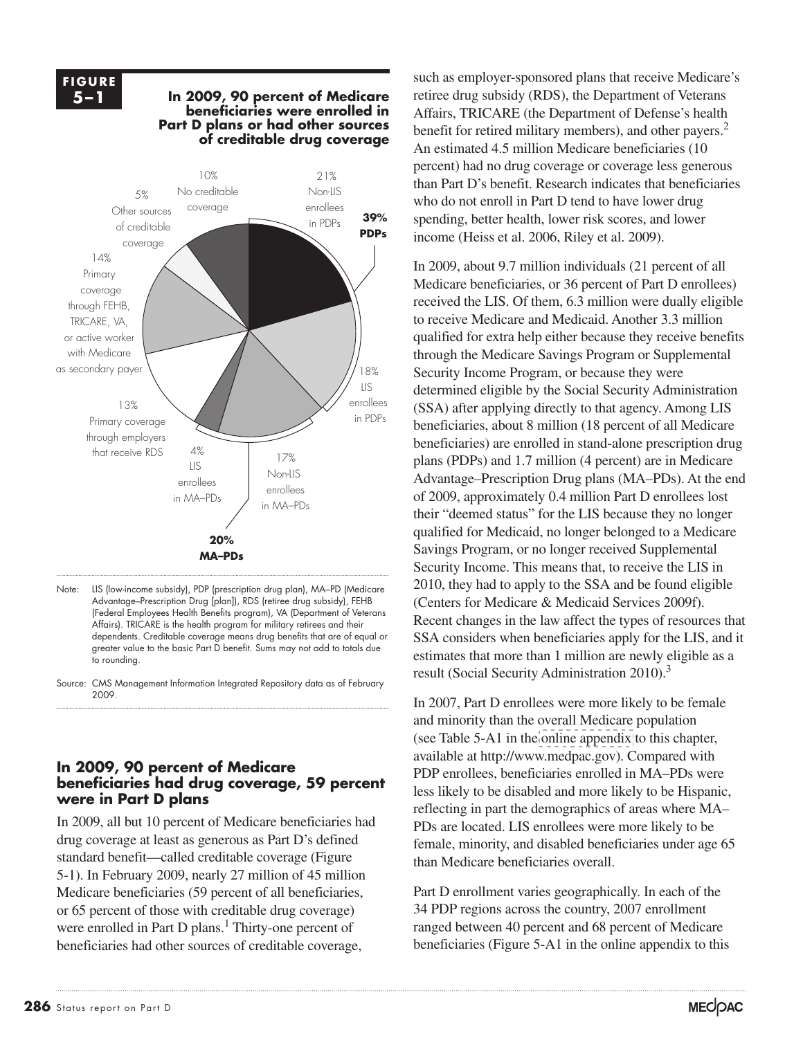**FIGURE 5–1**

**In 2009, 90 percent of Medicare beneficiaries were enrolled in Part D plans or had other sources of creditable drug coverage**

10% No creditable coverage

21% Non-LIS enrollees in PDPs

**39% PDPs**

5% Other sources of creditable coverage

14% Primary coverage through FEHB, TRICARE, VA, or active worker with Medicare as secondary payer

18% LIS enrollees in PDPs

13% Primary coverage through employers that receive RDS

4% LIS enrollees in MA–PDs

17% Non-LIS enrollees in MA–PDs

**20% MA–PDs**

Note: LIS (low-income subsidy), PDP (prescription drug plan), MA–PD (Medicare Advantage–Prescription Drug [plan]), RDS (retiree drug subsidy), FEHB (Federal Employees Health Benefits program), VA (Department of Veterans Affairs). TRICARE is the health program for military retirees and their dependents. Creditable coverage means drug benefits that are of equal or greater value to the basic Part D benefit. Sums may not add to totals due to rounding.

Source: CMS Management Information Integrated Repository data as of February 2009.

## In 2009, 90 percent of Medicare beneficiaries had drug coverage, 59 percent were in Part D plans

In 2009, all but 10 percent of Medicare beneficiaries had drug coverage at least as generous as Part D's defined standard benefit—called creditable coverage (Figure 5-1). In February 2009, nearly 27 million of 45 million Medicare beneficiaries (59 percent of all beneficiaries, or 65 percent of those with creditable drug coverage) were enrolled in Part D plans.[1] Thirty-one percent of beneficiaries had other sources of creditable coverage, such as employer-sponsored plans that receive Medicare's retiree drug subsidy (RDS), the Department of Veterans Affairs, TRICARE (the Department of Defense's health benefit for retired military members), and other payers.[2] An estimated 4.5 million Medicare beneficiaries (10 percent) had no drug coverage or coverage less generous than Part D's benefit. Research indicates that beneficiaries who do not enroll in Part D tend to have lower drug spending, better health, lower risk scores, and lower income (Heiss et al. 2006, Riley et al. 2009).

In 2009, about 9.7 million individuals (21 percent of all Medicare beneficiaries, or 36 percent of Part D enrollees) received the LIS. Of them, 6.3 million were dually eligible to receive Medicare and Medicaid. Another 3.3 million qualified for extra help either because they receive benefits through the Medicare Savings Program or Supplemental Security Income Program, or because they were determined eligible by the Social Security Administration (SSA) after applying directly to that agency. Among LIS beneficiaries, about 8 million (18 percent of all Medicare beneficiaries) are enrolled in stand-alone prescription drug plans (PDPs) and 1.7 million (4 percent) are in Medicare Advantage–Prescription Drug plans (MA–PDs). At the end of 2009, approximately 0.4 million Part D enrollees lost their "deemed status" for the LIS because they no longer qualified for Medicaid, no longer belonged to a Medicare Savings Program, or no longer received Supplemental Security Income. This means that, to receive the LIS in 2010, they had to apply to the SSA and be found eligible (Centers for Medicare & Medicaid Services 2009f). Recent changes in the law affect the types of resources that SSA considers when beneficiaries apply for the LIS, and it estimates that more than 1 million are newly eligible as a result (Social Security Administration 2010).[3]

In 2007, Part D enrollees were more likely to be female and minority than the overall Medicare population (see Table 5-A1 in the online appendix to this chapter, available at http://www.medpac.gov). Compared with PDP enrollees, beneficiaries enrolled in MA–PDs were less likely to be disabled and more likely to be Hispanic, reflecting in part the demographics of areas where MA–PDs are located. LIS enrollees were more likely to be female, minority, and disabled beneficiaries under age 65 than Medicare beneficiaries overall.

Part D enrollment varies geographically. In each of the 34 PDP regions across the country, 2007 enrollment ranged between 40 percent and 68 percent of Medicare beneficiaries (Figure 5-A1 in the online appendix to this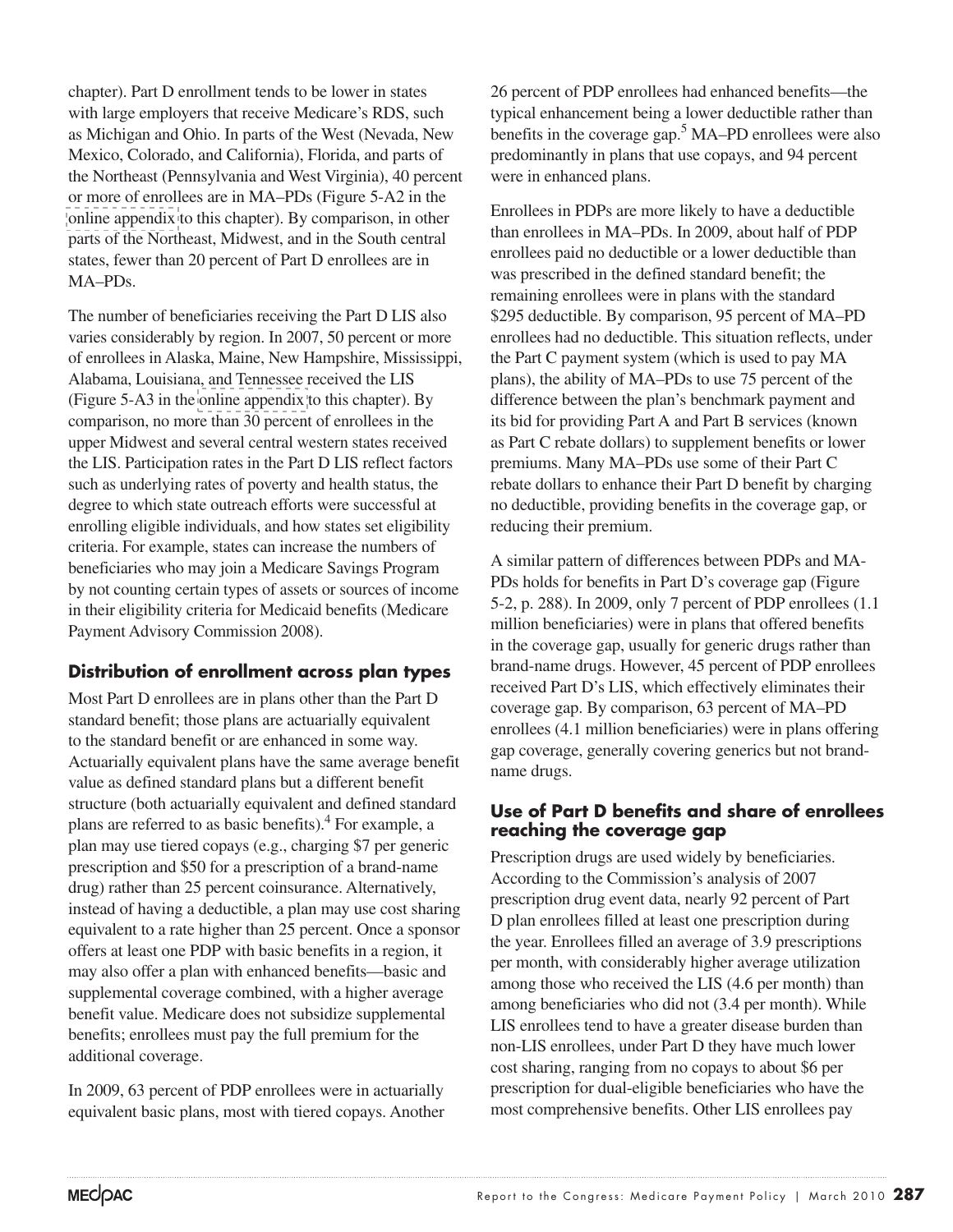chapter). Part D enrollment tends to be lower in states with large employers that receive Medicare's RDS, such as Michigan and Ohio. In parts of the West (Nevada, New Mexico, Colorado, and California), Florida, and parts of the Northeast (Pennsylvania and West Virginia), 40 percent or more of enrollees are in MA–PDs (Figure 5-A2 in the online appendix to this chapter). By comparison, in other parts of the Northeast, Midwest, and in the South central states, fewer than 20 percent of Part D enrollees are in MA–PDs.

The number of beneficiaries receiving the Part D LIS also varies considerably by region. In 2007, 50 percent or more of enrollees in Alaska, Maine, New Hampshire, Mississippi, Alabama, Louisiana, and Tennessee received the LIS (Figure 5-A3 in the online appendix to this chapter). By comparison, no more than 30 percent of enrollees in the upper Midwest and several central western states received the LIS. Participation rates in the Part D LIS reflect factors such as underlying rates of poverty and health status, the degree to which state outreach efforts were successful at enrolling eligible individuals, and how states set eligibility criteria. For example, states can increase the numbers of beneficiaries who may join a Medicare Savings Program by not counting certain types of assets or sources of income in their eligibility criteria for Medicaid benefits (Medicare Payment Advisory Commission 2008).

### Distribution of enrollment across plan types

Most Part D enrollees are in plans other than the Part D standard benefit; those plans are actuarially equivalent to the standard benefit or are enhanced in some way. Actuarially equivalent plans have the same average benefit value as defined standard plans but a different benefit structure (both actuarially equivalent and defined standard plans are referred to as basic benefits).[4] For example, a plan may use tiered copays (e.g., charging $7 per generic prescription and $50 for a prescription of a brand-name drug) rather than 25 percent coinsurance. Alternatively, instead of having a deductible, a plan may use cost sharing equivalent to a rate higher than 25 percent. Once a sponsor offers at least one PDP with basic benefits in a region, it may also offer a plan with enhanced benefits—basic and supplemental coverage combined, with a higher average benefit value. Medicare does not subsidize supplemental benefits; enrollees must pay the full premium for the additional coverage.

In 2009, 63 percent of PDP enrollees were in actuarially equivalent basic plans, most with tiered copays. Another 26 percent of PDP enrollees had enhanced benefits—the typical enhancement being a lower deductible rather than benefits in the coverage gap.[5] MA–PD enrollees were also predominantly in plans that use copays, and 94 percent were in enhanced plans.

Enrollees in PDPs are more likely to have a deductible than enrollees in MA–PDs. In 2009, about half of PDP enrollees paid no deductible or a lower deductible than was prescribed in the defined standard benefit; the remaining enrollees were in plans with the standard $295 deductible. By comparison, 95 percent of MA–PD enrollees had no deductible. This situation reflects, under the Part C payment system (which is used to pay MA plans), the ability of MA–PDs to use 75 percent of the difference between the plan's benchmark payment and its bid for providing Part A and Part B services (known as Part C rebate dollars) to supplement benefits or lower premiums. Many MA–PDs use some of their Part C rebate dollars to enhance their Part D benefit by charging no deductible, providing benefits in the coverage gap, or reducing their premium.

A similar pattern of differences between PDPs and MA-PDs holds for benefits in Part D's coverage gap (Figure 5-2, p. 288). In 2009, only 7 percent of PDP enrollees (1.1 million beneficiaries) were in plans that offered benefits in the coverage gap, usually for generic drugs rather than brand-name drugs. However, 45 percent of PDP enrollees received Part D's LIS, which effectively eliminates their coverage gap. By comparison, 63 percent of MA–PD enrollees (4.1 million beneficiaries) were in plans offering gap coverage, generally covering generics but not brand-name drugs.

### Use of Part D benefits and share of enrollees reaching the coverage gap

Prescription drugs are used widely by beneficiaries. According to the Commission's analysis of 2007 prescription drug event data, nearly 92 percent of Part D plan enrollees filled at least one prescription during the year. Enrollees filled an average of 3.9 prescriptions per month, with considerably higher average utilization among those who received the LIS (4.6 per month) than among beneficiaries who did not (3.4 per month). While LIS enrollees tend to have a greater disease burden than non-LIS enrollees, under Part D they have much lower cost sharing, ranging from no copays to about $6 per prescription for dual-eligible beneficiaries who have the most comprehensive benefits. Other LIS enrollees pay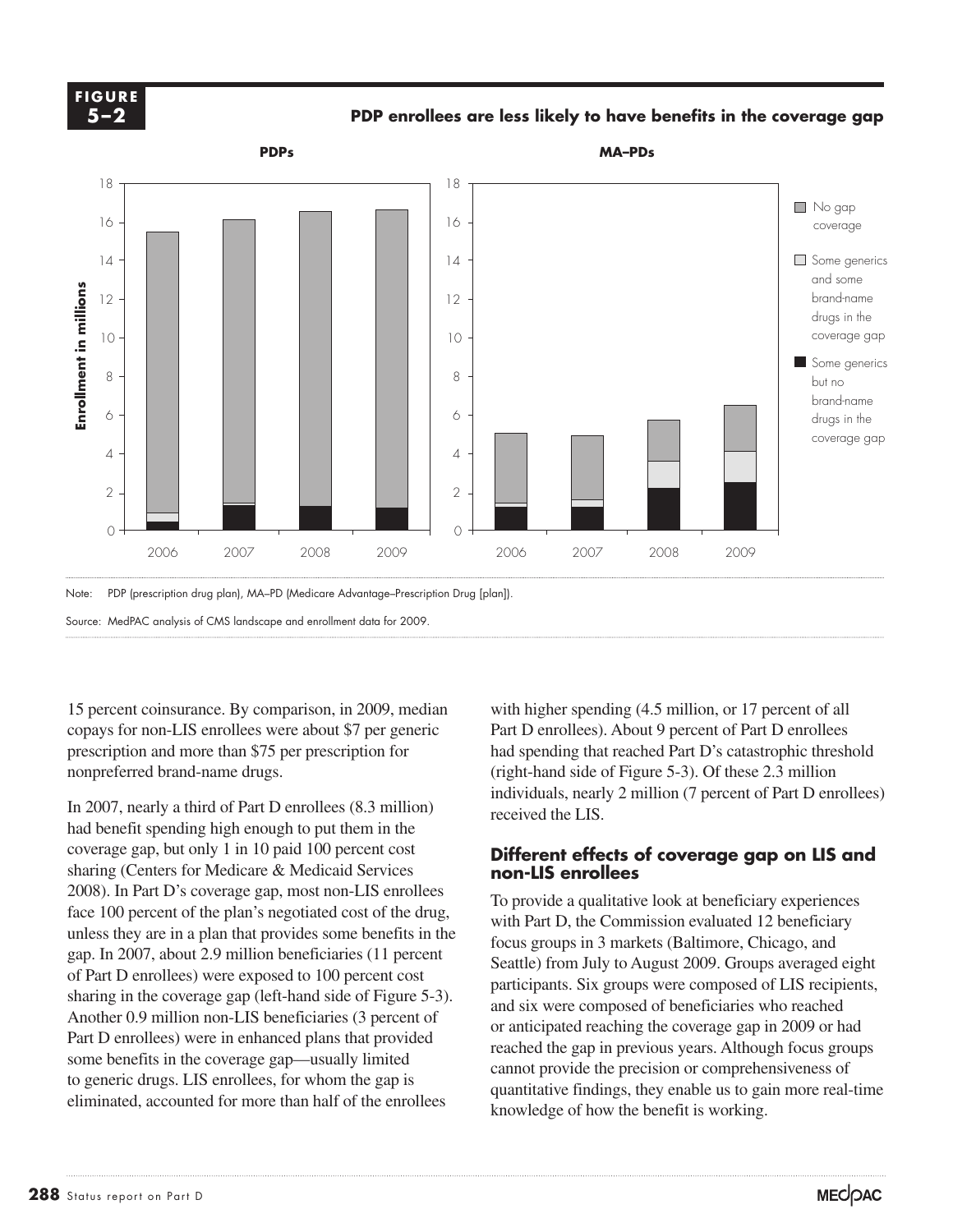**FIGURE 5–2**

**PDP enrollees are less likely to have benefits in the coverage gap**

PDPs

MA–PDs

Enrollment in millions

18
16
14
12
10
8
6
4
2
0

2006 2007 2008 2009

No gap coverage

Some generics and some brand-name drugs in the coverage gap

Some generics but no brand-name drugs in the coverage gap

Note: PDP (prescription drug plan), MA–PD (Medicare Advantage–Prescription Drug [plan]).

Source: MedPAC analysis of CMS landscape and enrollment data for 2009.

15 percent coinsurance. By comparison, in 2009, median copays for non-LIS enrollees were about $7 per generic prescription and more than $75 per prescription for nonpreferred brand-name drugs.

In 2007, nearly a third of Part D enrollees (8.3 million) had benefit spending high enough to put them in the coverage gap, but only 1 in 10 paid 100 percent cost sharing (Centers for Medicare & Medicaid Services 2008). In Part D's coverage gap, most non-LIS enrollees face 100 percent of the plan's negotiated cost of the drug, unless they are in a plan that provides some benefits in the gap. In 2007, about 2.9 million beneficiaries (11 percent of Part D enrollees) were exposed to 100 percent cost sharing in the coverage gap (left-hand side of Figure 5-3). Another 0.9 million non-LIS beneficiaries (3 percent of Part D enrollees) were in enhanced plans that provided some benefits in the coverage gap—usually limited to generic drugs. LIS enrollees, for whom the gap is eliminated, accounted for more than half of the enrollees with higher spending (4.5 million, or 17 percent of all Part D enrollees). About 9 percent of Part D enrollees had spending that reached Part D's catastrophic threshold (right-hand side of Figure 5-3). Of these 2.3 million individuals, nearly 2 million (7 percent of Part D enrollees) received the LIS.

### Different effects of coverage gap on LIS and non-LIS enrollees

To provide a qualitative look at beneficiary experiences with Part D, the Commission evaluated 12 beneficiary focus groups in 3 markets (Baltimore, Chicago, and Seattle) from July to August 2009. Groups averaged eight participants. Six groups were composed of LIS recipients, and six were composed of beneficiaries who reached or anticipated reaching the coverage gap in 2009 or had reached the gap in previous years. Although focus groups cannot provide the precision or comprehensiveness of quantitative findings, they enable us to gain more real-time knowledge of how the benefit is working.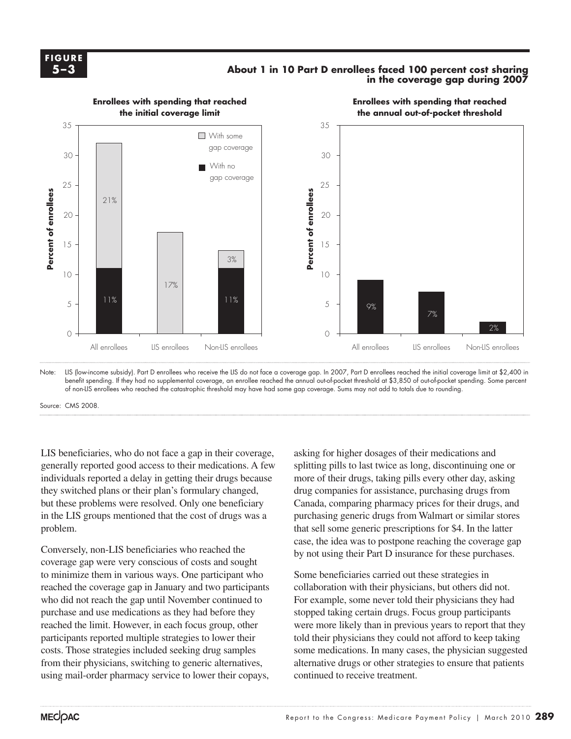**FIGURE 5–3**

**About 1 in 10 Part D enrollees faced 100 percent cost sharing in the coverage gap during 2007**

**Enrollees with spending that reached the initial coverage limit**

Percent of enrollees

35
30
25
20
15
10
5
0

With some gap coverage
With no gap coverage

21%
11%
17%
3%
11%

All enrollees
LIS enrollees
Non-LIS enrollees

**Enrollees with spending that reached the annual out-of-pocket threshold**

Percent of enrollees

35
30
25
20
15
10
5
0

9%
7%
2%

All enrollees
LIS enrollees
Non-LIS enrollees

Note: LIS (low-income subsidy). Part D enrollees who receive the LIS do not face a coverage gap. In 2007, Part D enrollees reached the initial coverage limit at $2,400 in benefit spending. If they had no supplemental coverage, an enrollee reached the annual out-of-pocket threshold at $3,850 of out-of-pocket spending. Some percent of non-LIS enrollees who reached the catastrophic threshold may have had some gap coverage. Sums may not add to totals due to rounding.

Source: CMS 2008.

LIS beneficiaries, who do not face a gap in their coverage, generally reported good access to their medications. A few individuals reported a delay in getting their drugs because they switched plans or their plan's formulary changed, but these problems were resolved. Only one beneficiary in the LIS groups mentioned that the cost of drugs was a problem.

Conversely, non-LIS beneficiaries who reached the coverage gap were very conscious of costs and sought to minimize them in various ways. One participant who reached the coverage gap in January and two participants who did not reach the gap until November continued to purchase and use medications as they had before they reached the limit. However, in each focus group, other participants reported multiple strategies to lower their costs. Those strategies included seeking drug samples from their physicians, switching to generic alternatives, using mail-order pharmacy service to lower their copays, asking for higher dosages of their medications and splitting pills to last twice as long, discontinuing one or more of their drugs, taking pills every other day, asking drug companies for assistance, purchasing drugs from Canada, comparing pharmacy prices for their drugs, and purchasing generic drugs from Walmart or similar stores that sell some generic prescriptions for $4. In the latter case, the idea was to postpone reaching the coverage gap by not using their Part D insurance for these purchases.

Some beneficiaries carried out these strategies in collaboration with their physicians, but others did not. For example, some never told their physicians they had stopped taking certain drugs. Focus group participants were more likely than in previous years to report that they told their physicians they could not afford to keep taking some medications. In many cases, the physician suggested alternative drugs or other strategies to ensure that patients continued to receive treatment.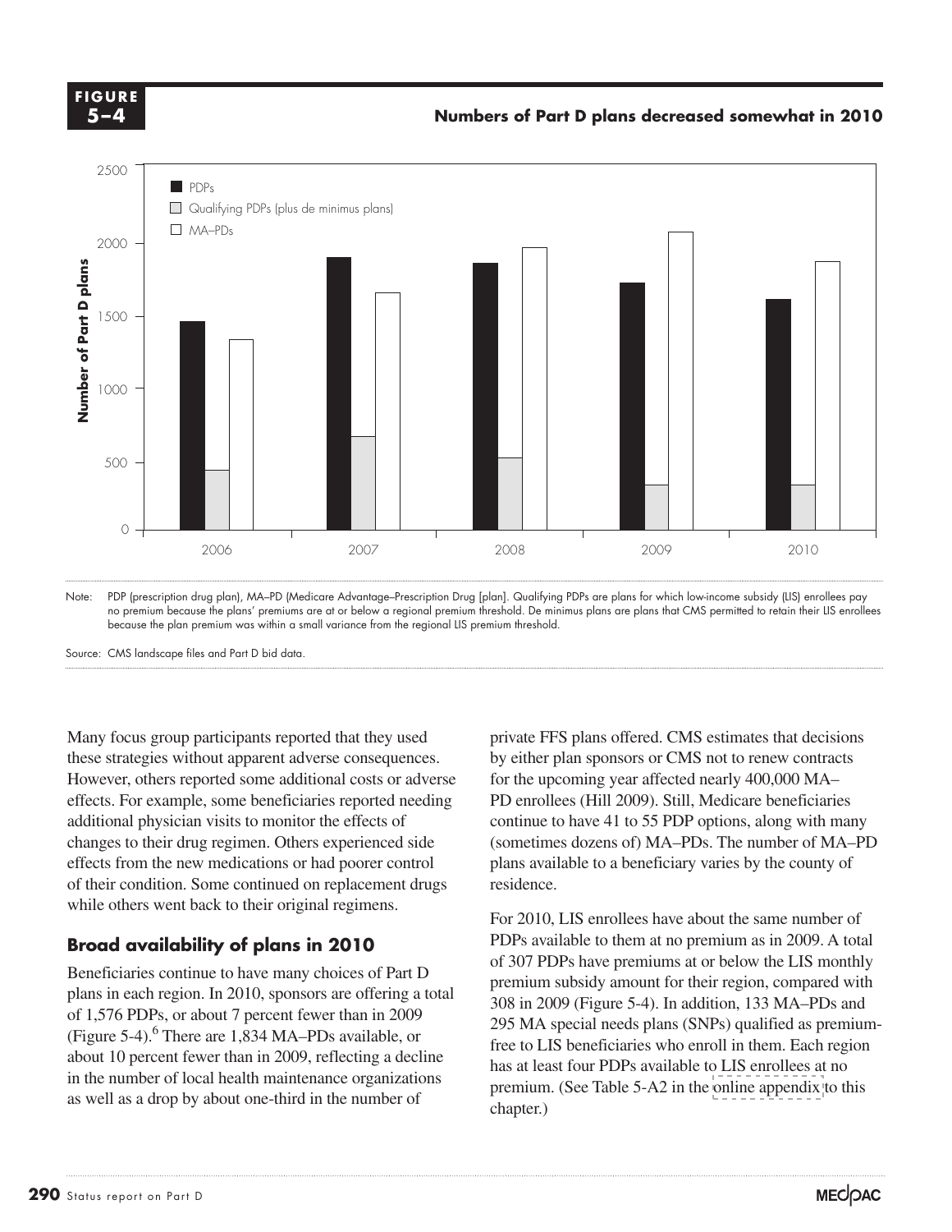**FIGURE 5–4**

**Numbers of Part D plans decreased somewhat in 2010**

Number of Part D plans

2500
2000
1500
1000
500
0

PDPs
Qualifying PDPs (plus de minimus plans)
MA–PDs

2006
2007
2008
2009
2010

Note: PDP (prescription drug plan), MA–PD (Medicare Advantage–Prescription Drug [plan]. Qualifying PDPs are plans for which low-income subsidy (LIS) enrollees pay no premium because the plans' premiums are at or below a regional premium threshold. De minimus plans are plans that CMS permitted to retain their LIS enrollees because the plan premium was within a small variance from the regional LIS premium threshold.

Source: CMS landscape files and Part D bid data.

Many focus group participants reported that they used these strategies without apparent adverse consequences. However, others reported some additional costs or adverse effects. For example, some beneficiaries reported needing additional physician visits to monitor the effects of changes to their drug regimen. Others experienced side effects from the new medications or had poorer control of their condition. Some continued on replacement drugs while others went back to their original regimens.

## Broad availability of plans in 2010

Beneficiaries continue to have many choices of Part D plans in each region. In 2010, sponsors are offering a total of 1,576 PDPs, or about 7 percent fewer than in 2009 (Figure 5-4).[6] There are 1,834 MA–PDs available, or about 10 percent fewer than in 2009, reflecting a decline in the number of local health maintenance organizations as well as a drop by about one-third in the number of private FFS plans offered. CMS estimates that decisions by either plan sponsors or CMS not to renew contracts for the upcoming year affected nearly 400,000 MA–PD enrollees (Hill 2009). Still, Medicare beneficiaries continue to have 41 to 55 PDP options, along with many (sometimes dozens of) MA–PDs. The number of MA–PD plans available to a beneficiary varies by the county of residence.

For 2010, LIS enrollees have about the same number of PDPs available to them at no premium as in 2009. A total of 307 PDPs have premiums at or below the LIS monthly premium subsidy amount for their region, compared with 308 in 2009 (Figure 5-4). In addition, 133 MA–PDs and 295 MA special needs plans (SNPs) qualified as premium-free to LIS beneficiaries who enroll in them. Each region has at least four PDPs available to LIS enrollees at no premium. (See Table 5-A2 in the online appendix to this chapter.)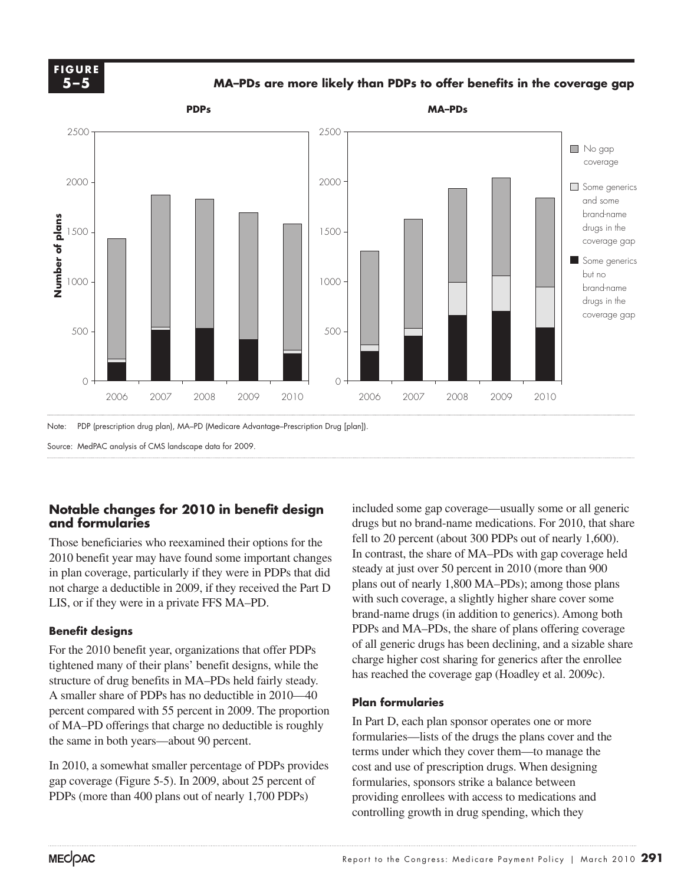**FIGURE 5–5**

**MA–PDs are more likely than PDPs to offer benefits in the coverage gap**

PDPs

MA–PDs

Number of plans

2500
2000
1500
1000
500
0

2006 2007 2008 2009 2010

2006 2007 2008 2009 2010

No gap coverage

Some generics and some brand-name drugs in the coverage gap

Some generics but no brand-name drugs in the coverage gap

Note: PDP (prescription drug plan), MA–PD (Medicare Advantage–Prescription Drug [plan]).

Source: MedPAC analysis of CMS landscape data for 2009.

## Notable changes for 2010 in benefit design and formularies

Those beneficiaries who reexamined their options for the 2010 benefit year may have found some important changes in plan coverage, particularly if they were in PDPs that did not charge a deductible in 2009, if they received the Part D LIS, or if they were in a private FFS MA–PD.

### Benefit designs

For the 2010 benefit year, organizations that offer PDPs tightened many of their plans' benefit designs, while the structure of drug benefits in MA–PDs held fairly steady. A smaller share of PDPs has no deductible in 2010—40 percent compared with 55 percent in 2009. The proportion of MA–PD offerings that charge no deductible is roughly the same in both years—about 90 percent.

In 2010, a somewhat smaller percentage of PDPs provides gap coverage (Figure 5-5). In 2009, about 25 percent of PDPs (more than 400 plans out of nearly 1,700 PDPs) included some gap coverage—usually some or all generic drugs but no brand-name medications. For 2010, that share fell to 20 percent (about 300 PDPs out of nearly 1,600). In contrast, the share of MA–PDs with gap coverage held steady at just over 50 percent in 2010 (more than 900 plans out of nearly 1,800 MA–PDs); among those plans with such coverage, a slightly higher share cover some brand-name drugs (in addition to generics). Among both PDPs and MA–PDs, the share of plans offering coverage of all generic drugs has been declining, and a sizable share charge higher cost sharing for generics after the enrollee has reached the coverage gap (Hoadley et al. 2009c).

### Plan formularies

In Part D, each plan sponsor operates one or more formularies—lists of the drugs the plans cover and the terms under which they cover them—to manage the cost and use of prescription drugs. When designing formularies, sponsors strike a balance between providing enrollees with access to medications and controlling growth in drug spending, which they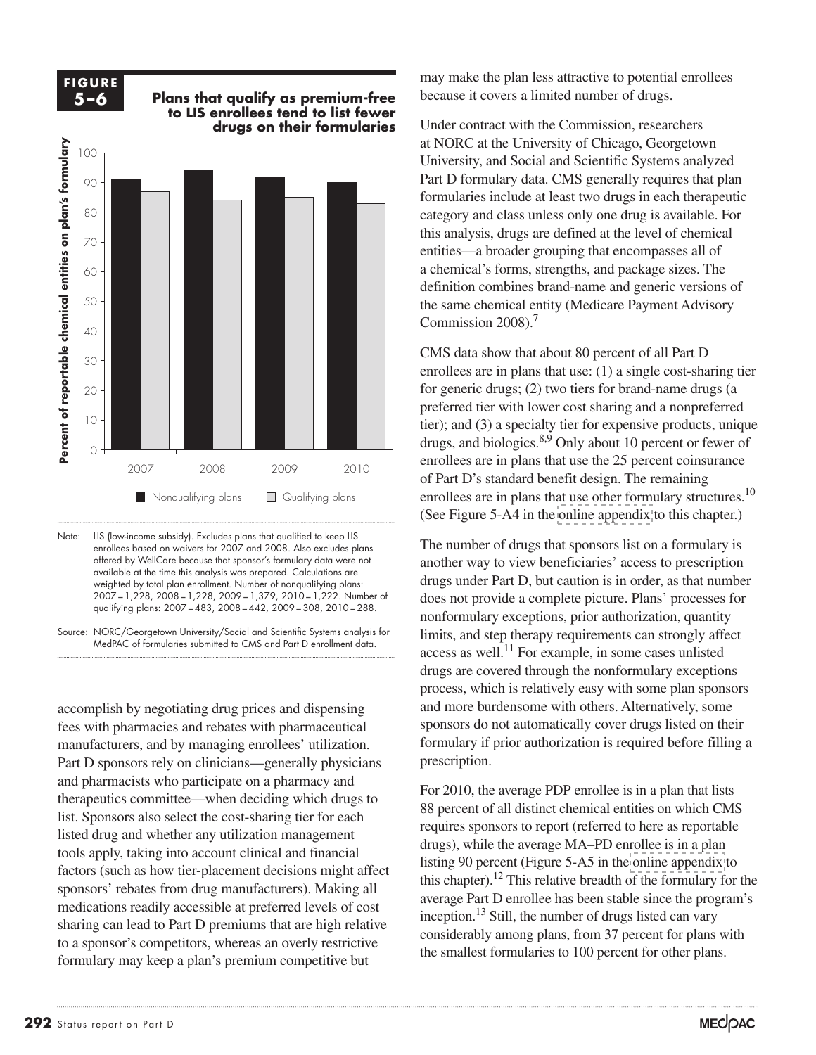**FIGURE 5–6**

**Plans that qualify as premium-free to LIS enrollees tend to list fewer drugs on their formularies**

Percent of reportable chemical entities on plan's formulary

100
90
80
70
60
50
40
30
20
10
0

2007
2008
2009
2010

Nonqualifying plans
Qualifying plans

Note: LIS (low-income subsidy). Excludes plans that qualified to keep LIS enrollees based on waivers for 2007 and 2008. Also excludes plans offered by WellCare because that sponsor's formulary data were not available at the time this analysis was prepared. Calculations are weighted by total plan enrollment. Number of nonqualifying plans: 2007 = 1,228, 2008 = 1,228, 2009 = 1,379, 2010 = 1,222. Number of qualifying plans: 2007 = 483, 2008 = 442, 2009 = 308, 2010 = 288.

Source: NORC/Georgetown University/Social and Scientific Systems analysis for MedPAC of formularies submitted to CMS and Part D enrollment data.

accomplish by negotiating drug prices and dispensing fees with pharmacies and rebates with pharmaceutical manufacturers, and by managing enrollees' utilization. Part D sponsors rely on clinicians—generally physicians and pharmacists who participate on a pharmacy and therapeutics committee—when deciding which drugs to list. Sponsors also select the cost-sharing tier for each listed drug and whether any utilization management tools apply, taking into account clinical and financial factors (such as how tier-placement decisions might affect sponsors' rebates from drug manufacturers). Making all medications readily accessible at preferred levels of cost sharing can lead to Part D premiums that are high relative to a sponsor's competitors, whereas an overly restrictive formulary may keep a plan's premium competitive but may make the plan less attractive to potential enrollees because it covers a limited number of drugs.

Under contract with the Commission, researchers at NORC at the University of Chicago, Georgetown University, and Social and Scientific Systems analyzed Part D formulary data. CMS generally requires that plan formularies include at least two drugs in each therapeutic category and class unless only one drug is available. For this analysis, drugs are defined at the level of chemical entities—a broader grouping that encompasses all of a chemical's forms, strengths, and package sizes. The definition combines brand-name and generic versions of the same chemical entity (Medicare Payment Advisory Commission 2008).[7]

CMS data show that about 80 percent of all Part D enrollees are in plans that use: (1) a single cost-sharing tier for generic drugs; (2) two tiers for brand-name drugs (a preferred tier with lower cost sharing and a nonpreferred tier); and (3) a specialty tier for expensive products, unique drugs, and biologics.[8,9] Only about 10 percent or fewer of enrollees are in plans that use the 25 percent coinsurance of Part D's standard benefit design. The remaining enrollees are in plans that use other formulary structures.[10] (See Figure 5-A4 in the online appendix to this chapter.)

The number of drugs that sponsors list on a formulary is another way to view beneficiaries' access to prescription drugs under Part D, but caution is in order, as that number does not provide a complete picture. Plans' processes for nonformulary exceptions, prior authorization, quantity limits, and step therapy requirements can strongly affect access as well.[11] For example, in some cases unlisted drugs are covered through the nonformulary exceptions process, which is relatively easy with some plan sponsors and more burdensome with others. Alternatively, some sponsors do not automatically cover drugs listed on their formulary if prior authorization is required before filling a prescription.

For 2010, the average PDP enrollee is in a plan that lists 88 percent of all distinct chemical entities on which CMS requires sponsors to report (referred to here as reportable drugs), while the average MA–PD enrollee is in a plan listing 90 percent (Figure 5-A5 in the online appendix to this chapter).[12] This relative breadth of the formulary for the average Part D enrollee has been stable since the program's inception.[13] Still, the number of drugs listed can vary considerably among plans, from 37 percent for plans with the smallest formularies to 100 percent for other plans.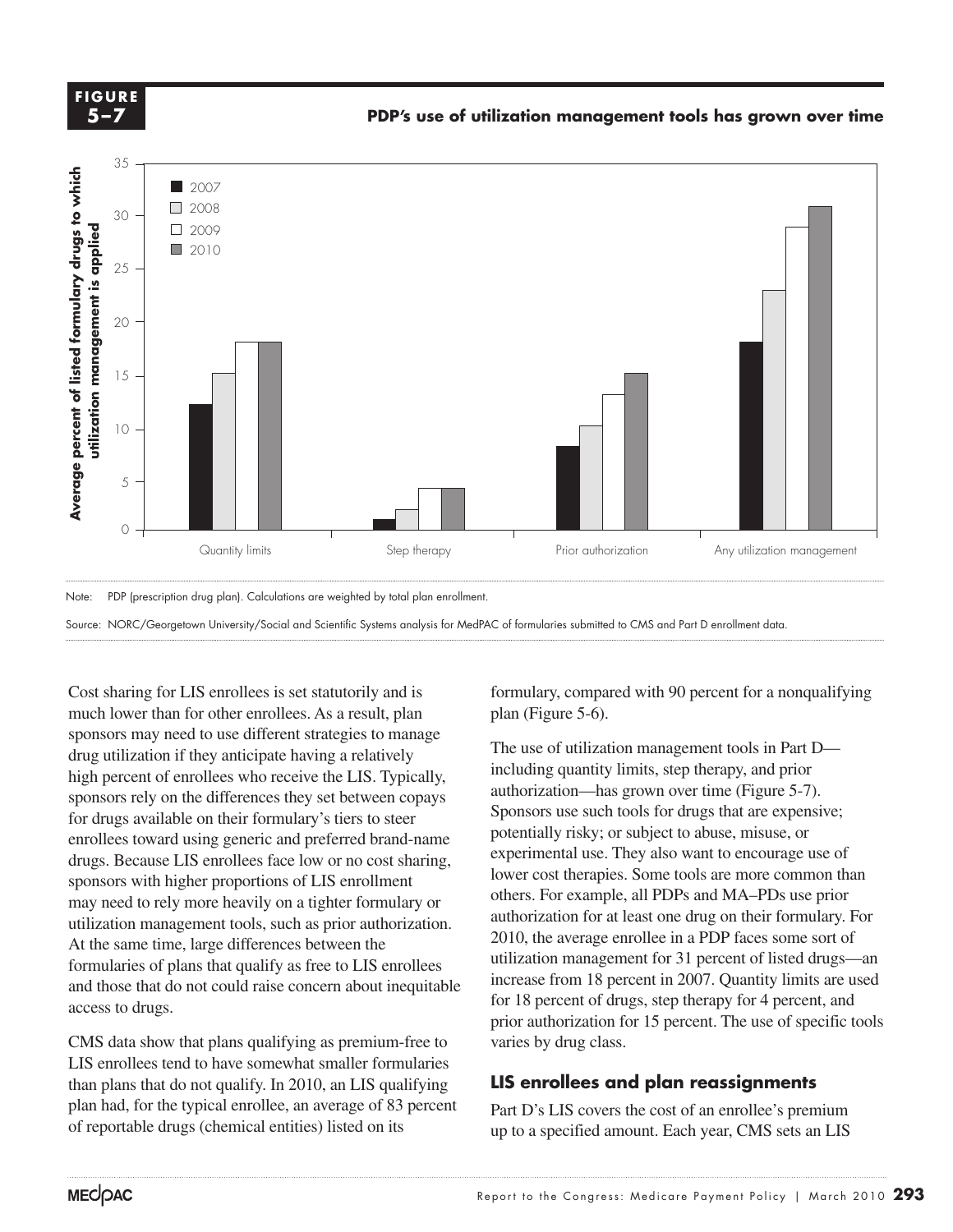**FIGURE 5–7**

**PDP's use of utilization management tools has grown over time**

Average percent of listed formulary drugs to which utilization management is applied

35
30
25
20
15
10
5
0

2007
2008
2009
2010

Quantity limits
Step therapy
Prior authorization
Any utilization management

Note: PDP (prescription drug plan). Calculations are weighted by total plan enrollment.

Source: NORC/Georgetown University/Social and Scientific Systems analysis for MedPAC of formularies submitted to CMS and Part D enrollment data.

Cost sharing for LIS enrollees is set statutorily and is much lower than for other enrollees. As a result, plan sponsors may need to use different strategies to manage drug utilization if they anticipate having a relatively high percent of enrollees who receive the LIS. Typically, sponsors rely on the differences they set between copays for drugs available on their formulary's tiers to steer enrollees toward using generic and preferred brand-name drugs. Because LIS enrollees face low or no cost sharing, sponsors with higher proportions of LIS enrollment may need to rely more heavily on a tighter formulary or utilization management tools, such as prior authorization. At the same time, large differences between the formularies of plans that qualify as free to LIS enrollees and those that do not could raise concern about inequitable access to drugs.

CMS data show that plans qualifying as premium-free to LIS enrollees tend to have somewhat smaller formularies than plans that do not qualify. In 2010, an LIS qualifying plan had, for the typical enrollee, an average of 83 percent of reportable drugs (chemical entities) listed on its formulary, compared with 90 percent for a nonqualifying plan (Figure 5-6).

The use of utilization management tools in Part D—including quantity limits, step therapy, and prior authorization—has grown over time (Figure 5-7). Sponsors use such tools for drugs that are expensive; potentially risky; or subject to abuse, misuse, or experimental use. They also want to encourage use of lower cost therapies. Some tools are more common than others. For example, all PDPs and MA–PDs use prior authorization for at least one drug on their formulary. For 2010, the average enrollee in a PDP faces some sort of utilization management for 31 percent of listed drugs—an increase from 18 percent in 2007. Quantity limits are used for 18 percent of drugs, step therapy for 4 percent, and prior authorization for 15 percent. The use of specific tools varies by drug class.

## LIS enrollees and plan reassignments

Part D's LIS covers the cost of an enrollee's premium up to a specified amount. Each year, CMS sets an LIS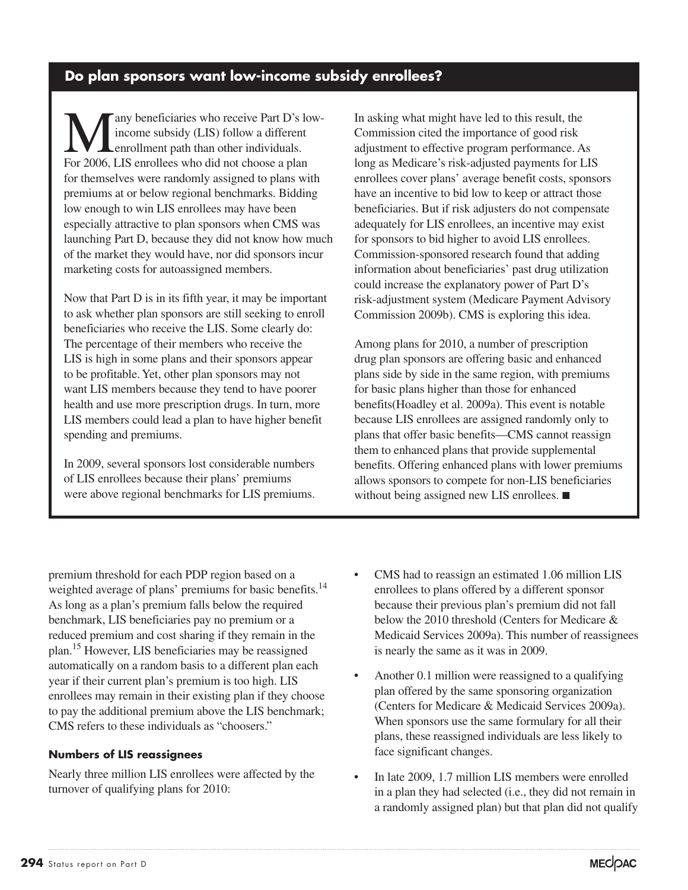## Do plan sponsors want low-income subsidy enrollees?

Many beneficiaries who receive Part D's low-income subsidy (LIS) follow a different enrollment path than other individuals. For 2006, LIS enrollees who did not choose a plan for themselves were randomly assigned to plans with premiums at or below regional benchmarks. Bidding low enough to win LIS enrollees may have been especially attractive to plan sponsors when CMS was launching Part D, because they did not know how much of the market they would have, nor did sponsors incur marketing costs for autoassigned members.

Now that Part D is in its fifth year, it may be important to ask whether plan sponsors are still seeking to enroll beneficiaries who receive the LIS. Some clearly do: The percentage of their members who receive the LIS is high in some plans and their sponsors appear to be profitable. Yet, other plan sponsors may not want LIS members because they tend to have poorer health and use more prescription drugs. In turn, more LIS members could lead a plan to have higher benefit spending and premiums.

In 2009, several sponsors lost considerable numbers of LIS enrollees because their plans' premiums were above regional benchmarks for LIS premiums. In asking what might have led to this result, the Commission cited the importance of good risk adjustment to effective program performance. As long as Medicare's risk-adjusted payments for LIS enrollees cover plans' average benefit costs, sponsors have an incentive to bid low to keep or attract those beneficiaries. But if risk adjusters do not compensate adequately for LIS enrollees, an incentive may exist for sponsors to bid higher to avoid LIS enrollees. Commission-sponsored research found that adding information about beneficiaries' past drug utilization could increase the explanatory power of Part D's risk-adjustment system (Medicare Payment Advisory Commission 2009b). CMS is exploring this idea.

Among plans for 2010, a number of prescription drug plan sponsors are offering basic and enhanced plans side by side in the same region, with premiums for basic plans higher than those for enhanced benefits(Hoadley et al. 2009a). This event is notable because LIS enrollees are assigned randomly only to plans that offer basic benefits—CMS cannot reassign them to enhanced plans that provide supplemental benefits. Offering enhanced plans with lower premiums allows sponsors to compete for non-LIS beneficiaries without being assigned new LIS enrollees. ■

premium threshold for each PDP region based on a weighted average of plans' premiums for basic benefits.[14] As long as a plan's premium falls below the required benchmark, LIS beneficiaries pay no premium or a reduced premium and cost sharing if they remain in the plan.[15] However, LIS beneficiaries may be reassigned automatically on a random basis to a different plan each year if their current plan's premium is too high. LIS enrollees may remain in their existing plan if they choose to pay the additional premium above the LIS benchmark; CMS refers to these individuals as "choosers."

#### Numbers of LIS reassignees

Nearly three million LIS enrollees were affected by the turnover of qualifying plans for 2010:

- CMS had to reassign an estimated 1.06 million LIS enrollees to plans offered by a different sponsor because their previous plan's premium did not fall below the 2010 threshold (Centers for Medicare & Medicaid Services 2009a). This number of reassignees is nearly the same as it was in 2009.
- Another 0.1 million were reassigned to a qualifying plan offered by the same sponsoring organization (Centers for Medicare & Medicaid Services 2009a). When sponsors use the same formulary for all their plans, these reassigned individuals are less likely to face significant changes.
- In late 2009, 1.7 million LIS members were enrolled in a plan they had selected (i.e., they did not remain in a randomly assigned plan) but that plan did not qualify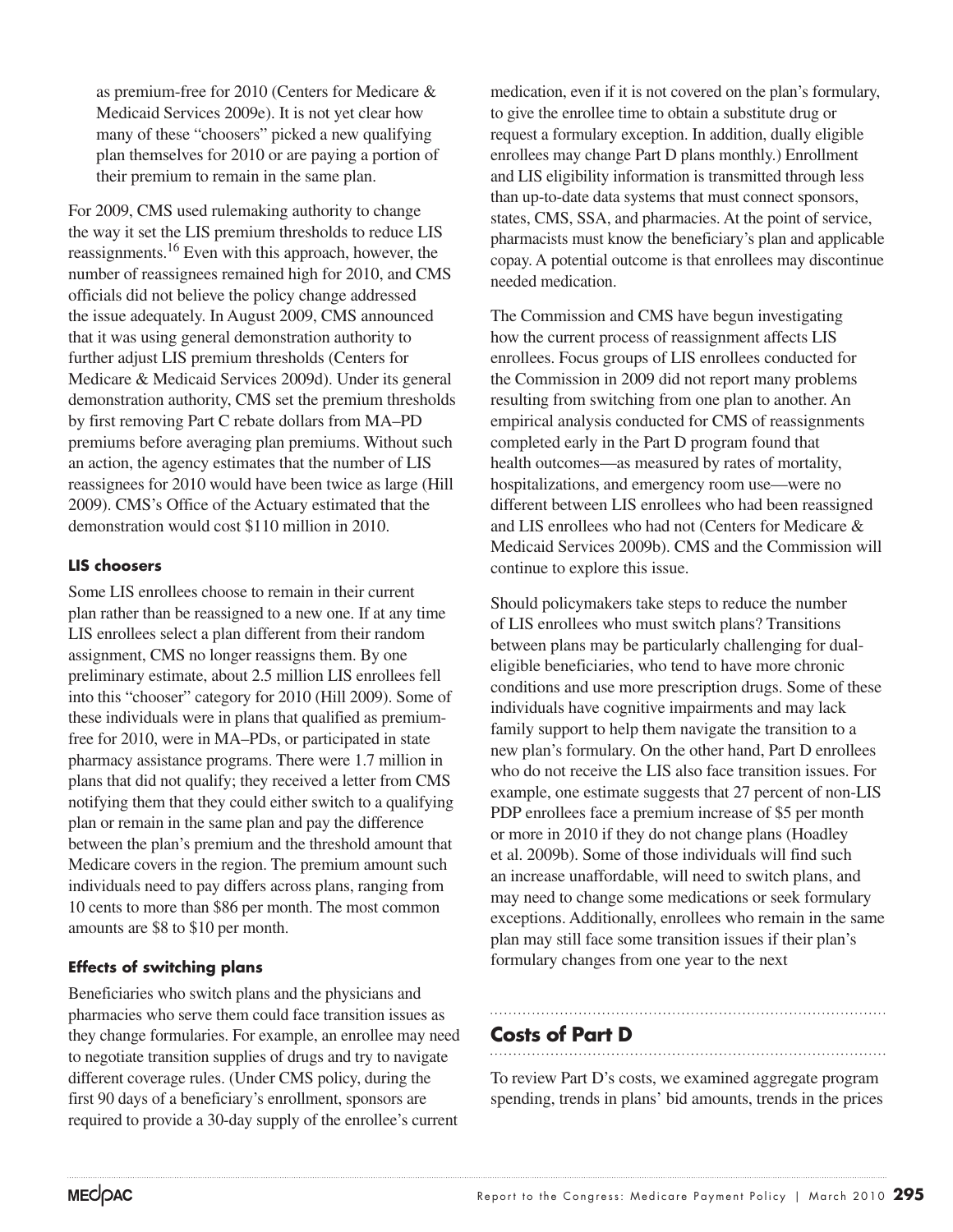as premium-free for 2010 (Centers for Medicare & Medicaid Services 2009e). It is not yet clear how many of these "choosers" picked a new qualifying plan themselves for 2010 or are paying a portion of their premium to remain in the same plan.

For 2009, CMS used rulemaking authority to change the way it set the LIS premium thresholds to reduce LIS reassignments.[16] Even with this approach, however, the number of reassignees remained high for 2010, and CMS officials did not believe the policy change addressed the issue adequately. In August 2009, CMS announced that it was using general demonstration authority to further adjust LIS premium thresholds (Centers for Medicare & Medicaid Services 2009d). Under its general demonstration authority, CMS set the premium thresholds by first removing Part C rebate dollars from MA–PD premiums before averaging plan premiums. Without such an action, the agency estimates that the number of LIS reassignees for 2010 would have been twice as large (Hill 2009). CMS's Office of the Actuary estimated that the demonstration would cost $110 million in 2010.

### LIS choosers

Some LIS enrollees choose to remain in their current plan rather than be reassigned to a new one. If at any time LIS enrollees select a plan different from their random assignment, CMS no longer reassigns them. By one preliminary estimate, about 2.5 million LIS enrollees fell into this "chooser" category for 2010 (Hill 2009). Some of these individuals were in plans that qualified as premium-free for 2010, were in MA–PDs, or participated in state pharmacy assistance programs. There were 1.7 million in plans that did not qualify; they received a letter from CMS notifying them that they could either switch to a qualifying plan or remain in the same plan and pay the difference between the plan's premium and the threshold amount that Medicare covers in the region. The premium amount such individuals need to pay differs across plans, ranging from 10 cents to more than $86 per month. The most common amounts are $8 to $10 per month.

### Effects of switching plans

Beneficiaries who switch plans and the physicians and pharmacies who serve them could face transition issues as they change formularies. For example, an enrollee may need to negotiate transition supplies of drugs and try to navigate different coverage rules. (Under CMS policy, during the first 90 days of a beneficiary's enrollment, sponsors are required to provide a 30-day supply of the enrollee's current medication, even if it is not covered on the plan's formulary, to give the enrollee time to obtain a substitute drug or request a formulary exception. In addition, dually eligible enrollees may change Part D plans monthly.) Enrollment and LIS eligibility information is transmitted through less than up-to-date data systems that must connect sponsors, states, CMS, SSA, and pharmacies. At the point of service, pharmacists must know the beneficiary's plan and applicable copay. A potential outcome is that enrollees may discontinue needed medication.

The Commission and CMS have begun investigating how the current process of reassignment affects LIS enrollees. Focus groups of LIS enrollees conducted for the Commission in 2009 did not report many problems resulting from switching from one plan to another. An empirical analysis conducted for CMS of reassignments completed early in the Part D program found that health outcomes—as measured by rates of mortality, hospitalizations, and emergency room use—were no different between LIS enrollees who had been reassigned and LIS enrollees who had not (Centers for Medicare & Medicaid Services 2009b). CMS and the Commission will continue to explore this issue.

Should policymakers take steps to reduce the number of LIS enrollees who must switch plans? Transitions between plans may be particularly challenging for dual-eligible beneficiaries, who tend to have more chronic conditions and use more prescription drugs. Some of these individuals have cognitive impairments and may lack family support to help them navigate the transition to a new plan's formulary. On the other hand, Part D enrollees who do not receive the LIS also face transition issues. For example, one estimate suggests that 27 percent of non-LIS PDP enrollees face a premium increase of $5 per month or more in 2010 if they do not change plans (Hoadley et al. 2009b). Some of those individuals will find such an increase unaffordable, will need to switch plans, and may need to change some medications or seek formulary exceptions. Additionally, enrollees who remain in the same plan may still face some transition issues if their plan's formulary changes from one year to the next

## Costs of Part D

To review Part D's costs, we examined aggregate program spending, trends in plans' bid amounts, trends in the prices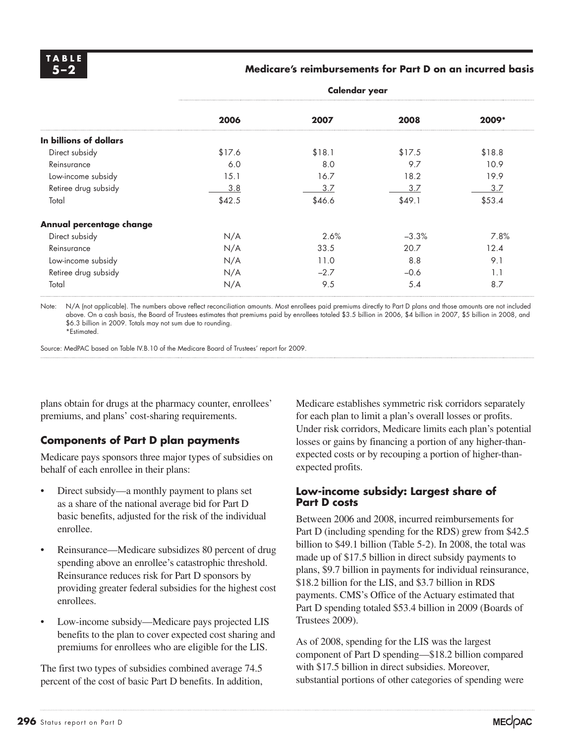**TABLE 5–2**

**Medicare's reimbursements for Part D on an incurred basis**

| | Calendar year | | | |
|---|---|---|---|---|
| | **2006** | **2007** | **2008** | **2009*** |
| **In billions of dollars** | | | | |
| Direct subsidy | $17.6 | $18.1 | $17.5 | $18.8 |
| Reinsurance | 6.0 | 8.0 | 9.7 | 10.9 |
| Low-income subsidy | 15.1 | 16.7 | 18.2 | 19.9 |
| Retiree drug subsidy | 3.8 | 3.7 | 3.7 | 3.7 |
| Total | $42.5 | $46.6 | $49.1 | $53.4 |
| **Annual percentage change** | | | | |
| Direct subsidy | N/A | 2.6% | –3.3% | 7.8% |
| Reinsurance | N/A | 33.5 | 20.7 | 12.4 |
| Low-income subsidy | N/A | 11.0 | 8.8 | 9.1 |
| Retiree drug subsidy | N/A | –2.7 | –0.6 | 1.1 |
| Total | N/A | 9.5 | 5.4 | 8.7 |

Note: N/A (not applicable). The numbers above reflect reconciliation amounts. Most enrollees paid premiums directly to Part D plans and those amounts are not included above. On a cash basis, the Board of Trustees estimates that premiums paid by enrollees totaled $3.5 billion in 2006, $4 billion in 2007, $5 billion in 2008, and $6.3 billion in 2009. Totals may not sum due to rounding.
*Estimated.

Source: MedPAC based on Table IV.B.10 of the Medicare Board of Trustees' report for 2009.

plans obtain for drugs at the pharmacy counter, enrollees' premiums, and plans' cost-sharing requirements.

### Components of Part D plan payments

Medicare pays sponsors three major types of subsidies on behalf of each enrollee in their plans:

- Direct subsidy—a monthly payment to plans set as a share of the national average bid for Part D basic benefits, adjusted for the risk of the individual enrollee.
- Reinsurance—Medicare subsidizes 80 percent of drug spending above an enrollee's catastrophic threshold. Reinsurance reduces risk for Part D sponsors by providing greater federal subsidies for the highest cost enrollees.
- Low-income subsidy—Medicare pays projected LIS benefits to the plan to cover expected cost sharing and premiums for enrollees who are eligible for the LIS.

The first two types of subsidies combined average 74.5 percent of the cost of basic Part D benefits. In addition, Medicare establishes symmetric risk corridors separately for each plan to limit a plan's overall losses or profits. Under risk corridors, Medicare limits each plan's potential losses or gains by financing a portion of any higher-than-expected costs or by recouping a portion of higher-than-expected profits.

### Low-income subsidy: Largest share of Part D costs

Between 2006 and 2008, incurred reimbursements for Part D (including spending for the RDS) grew from $42.5 billion to $49.1 billion (Table 5-2). In 2008, the total was made up of $17.5 billion in direct subsidy payments to plans, $9.7 billion in payments for individual reinsurance, $18.2 billion for the LIS, and $3.7 billion in RDS payments. CMS's Office of the Actuary estimated that Part D spending totaled $53.4 billion in 2009 (Boards of Trustees 2009).

As of 2008, spending for the LIS was the largest component of Part D spending—$18.2 billion compared with $17.5 billion in direct subsidies. Moreover, substantial portions of other categories of spending were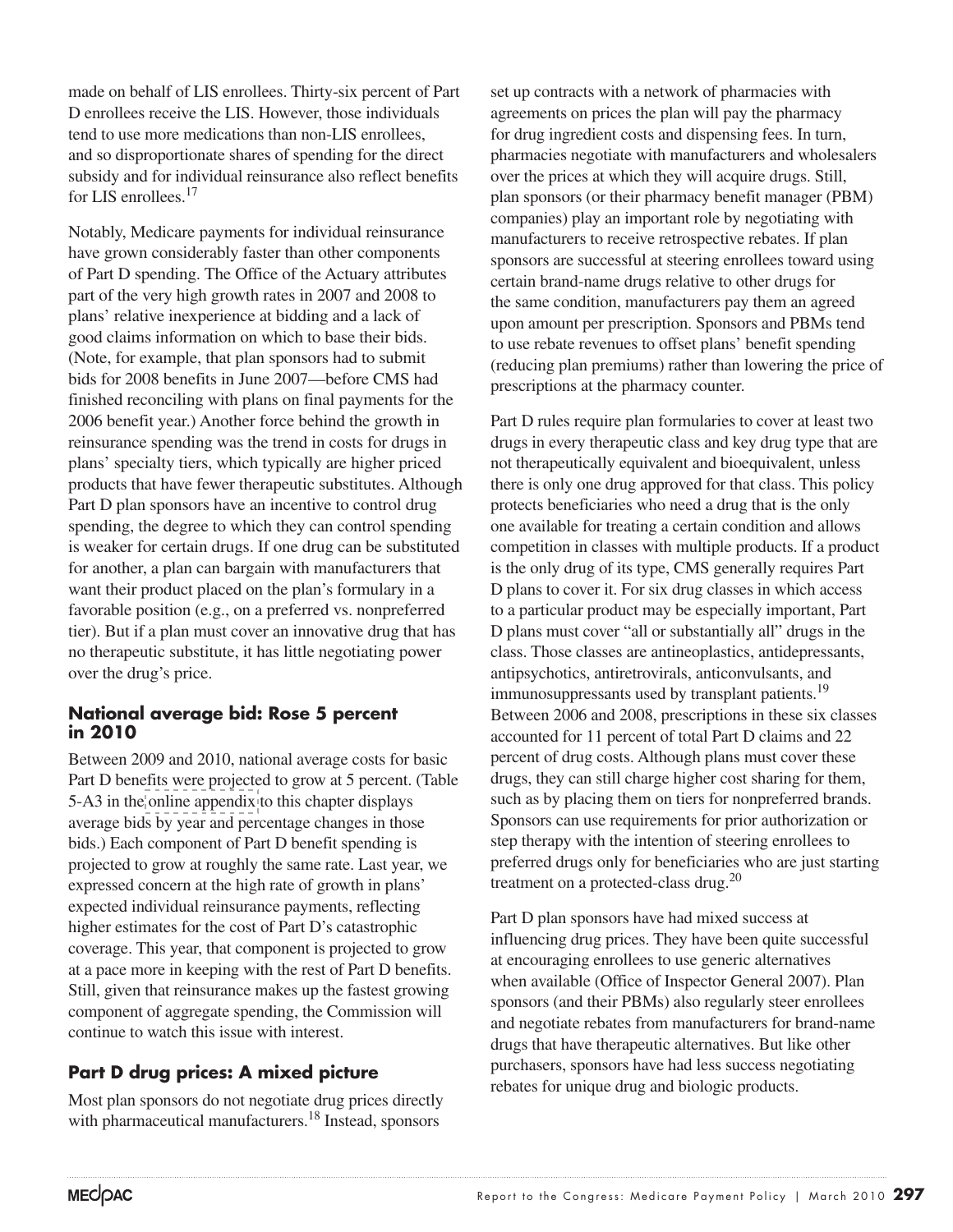made on behalf of LIS enrollees. Thirty-six percent of Part D enrollees receive the LIS. However, those individuals tend to use more medications than non-LIS enrollees, and so disproportionate shares of spending for the direct subsidy and for individual reinsurance also reflect benefits for LIS enrollees.[17]

Notably, Medicare payments for individual reinsurance have grown considerably faster than other components of Part D spending. The Office of the Actuary attributes part of the very high growth rates in 2007 and 2008 to plans' relative inexperience at bidding and a lack of good claims information on which to base their bids. (Note, for example, that plan sponsors had to submit bids for 2008 benefits in June 2007—before CMS had finished reconciling with plans on final payments for the 2006 benefit year.) Another force behind the growth in reinsurance spending was the trend in costs for drugs in plans' specialty tiers, which typically are higher priced products that have fewer therapeutic substitutes. Although Part D plan sponsors have an incentive to control drug spending, the degree to which they can control spending is weaker for certain drugs. If one drug can be substituted for another, a plan can bargain with manufacturers that want their product placed on the plan's formulary in a favorable position (e.g., on a preferred vs. nonpreferred tier). But if a plan must cover an innovative drug that has no therapeutic substitute, it has little negotiating power over the drug's price.

## National average bid: Rose 5 percent in 2010

Between 2009 and 2010, national average costs for basic Part D benefits were projected to grow at 5 percent. (Table 5-A3 in the online appendix to this chapter displays average bids by year and percentage changes in those bids.) Each component of Part D benefit spending is projected to grow at roughly the same rate. Last year, we expressed concern at the high rate of growth in plans' expected individual reinsurance payments, reflecting higher estimates for the cost of Part D's catastrophic coverage. This year, that component is projected to grow at a pace more in keeping with the rest of Part D benefits. Still, given that reinsurance makes up the fastest growing component of aggregate spending, the Commission will continue to watch this issue with interest.

## Part D drug prices: A mixed picture

Most plan sponsors do not negotiate drug prices directly with pharmaceutical manufacturers.[18] Instead, sponsors set up contracts with a network of pharmacies with agreements on prices the plan will pay the pharmacy for drug ingredient costs and dispensing fees. In turn, pharmacies negotiate with manufacturers and wholesalers over the prices at which they will acquire drugs. Still, plan sponsors (or their pharmacy benefit manager (PBM) companies) play an important role by negotiating with manufacturers to receive retrospective rebates. If plan sponsors are successful at steering enrollees toward using certain brand-name drugs relative to other drugs for the same condition, manufacturers pay them an agreed upon amount per prescription. Sponsors and PBMs tend to use rebate revenues to offset plans' benefit spending (reducing plan premiums) rather than lowering the price of prescriptions at the pharmacy counter.

Part D rules require plan formularies to cover at least two drugs in every therapeutic class and key drug type that are not therapeutically equivalent and bioequivalent, unless there is only one drug approved for that class. This policy protects beneficiaries who need a drug that is the only one available for treating a certain condition and allows competition in classes with multiple products. If a product is the only drug of its type, CMS generally requires Part D plans to cover it. For six drug classes in which access to a particular product may be especially important, Part D plans must cover "all or substantially all" drugs in the class. Those classes are antineoplastics, antidepressants, antipsychotics, antiretrovirals, anticonvulsants, and immunosuppressants used by transplant patients.[19] Between 2006 and 2008, prescriptions in these six classes accounted for 11 percent of total Part D claims and 22 percent of drug costs. Although plans must cover these drugs, they can still charge higher cost sharing for them, such as by placing them on tiers for nonpreferred brands. Sponsors can use requirements for prior authorization or step therapy with the intention of steering enrollees to preferred drugs only for beneficiaries who are just starting treatment on a protected-class drug.[20]

Part D plan sponsors have had mixed success at influencing drug prices. They have been quite successful at encouraging enrollees to use generic alternatives when available (Office of Inspector General 2007). Plan sponsors (and their PBMs) also regularly steer enrollees and negotiate rebates from manufacturers for brand-name drugs that have therapeutic alternatives. But like other purchasers, sponsors have had less success negotiating rebates for unique drug and biologic products.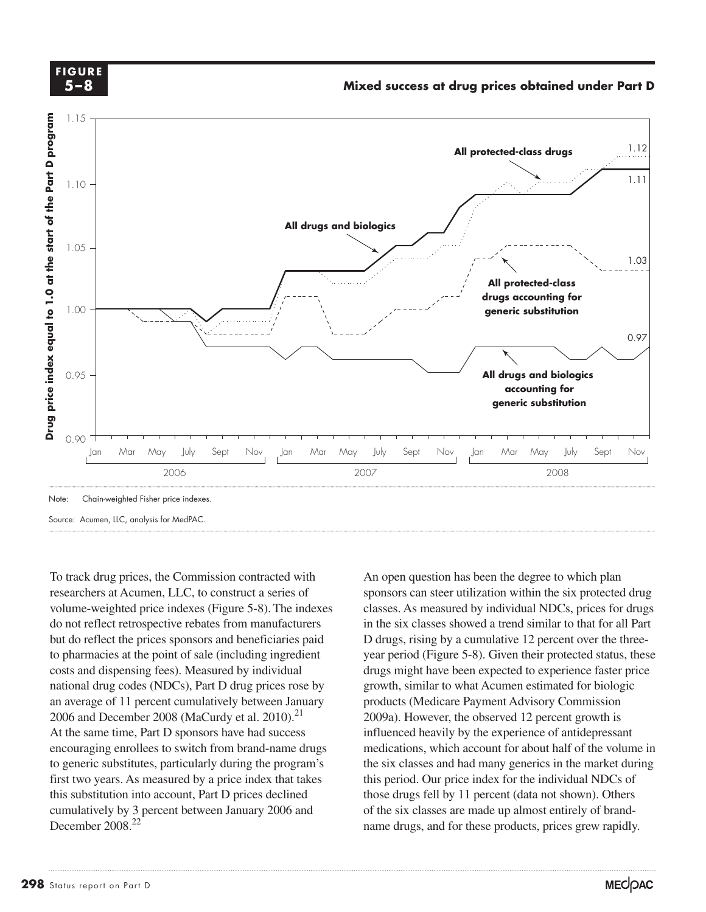**FIGURE 5–8**

**Mixed success at drug prices obtained under Part D**

Drug price index equal to 1.0 at the start of the Part D program

1.15
1.10
1.05
1.00
0.95
0.90

Jan Mar May July Sept Nov Jan Mar May July Sept Nov Jan Mar May July Sept Nov

2006 2007 2008

**All protected-class drugs** 1.12

1.11

**All drugs and biologics**

1.03

**All protected-class drugs accounting for generic substitution**

0.97

**All drugs and biologics accounting for generic substitution**

Note: Chain-weighted Fisher price indexes.

Source: Acumen, LLC, analysis for MedPAC.

To track drug prices, the Commission contracted with researchers at Acumen, LLC, to construct a series of volume-weighted price indexes (Figure 5-8). The indexes do not reflect retrospective rebates from manufacturers but do reflect the prices sponsors and beneficiaries paid to pharmacies at the point of sale (including ingredient costs and dispensing fees). Measured by individual national drug codes (NDCs), Part D drug prices rose by an average of 11 percent cumulatively between January 2006 and December 2008 (MaCurdy et al. 2010).[21] At the same time, Part D sponsors have had success encouraging enrollees to switch from brand-name drugs to generic substitutes, particularly during the program's first two years. As measured by a price index that takes this substitution into account, Part D prices declined cumulatively by 3 percent between January 2006 and December 2008.[22]

An open question has been the degree to which plan sponsors can steer utilization within the six protected drug classes. As measured by individual NDCs, prices for drugs in the six classes showed a trend similar to that for all Part D drugs, rising by a cumulative 12 percent over the three-year period (Figure 5-8). Given their protected status, these drugs might have been expected to experience faster price growth, similar to what Acumen estimated for biologic products (Medicare Payment Advisory Commission 2009a). However, the observed 12 percent growth is influenced heavily by the experience of antidepressant medications, which account for about half of the volume in the six classes and had many generics in the market during this period. Our price index for the individual NDCs of those drugs fell by 11 percent (data not shown). Others of the six classes are made up almost entirely of brand-name drugs, and for these products, prices grew rapidly.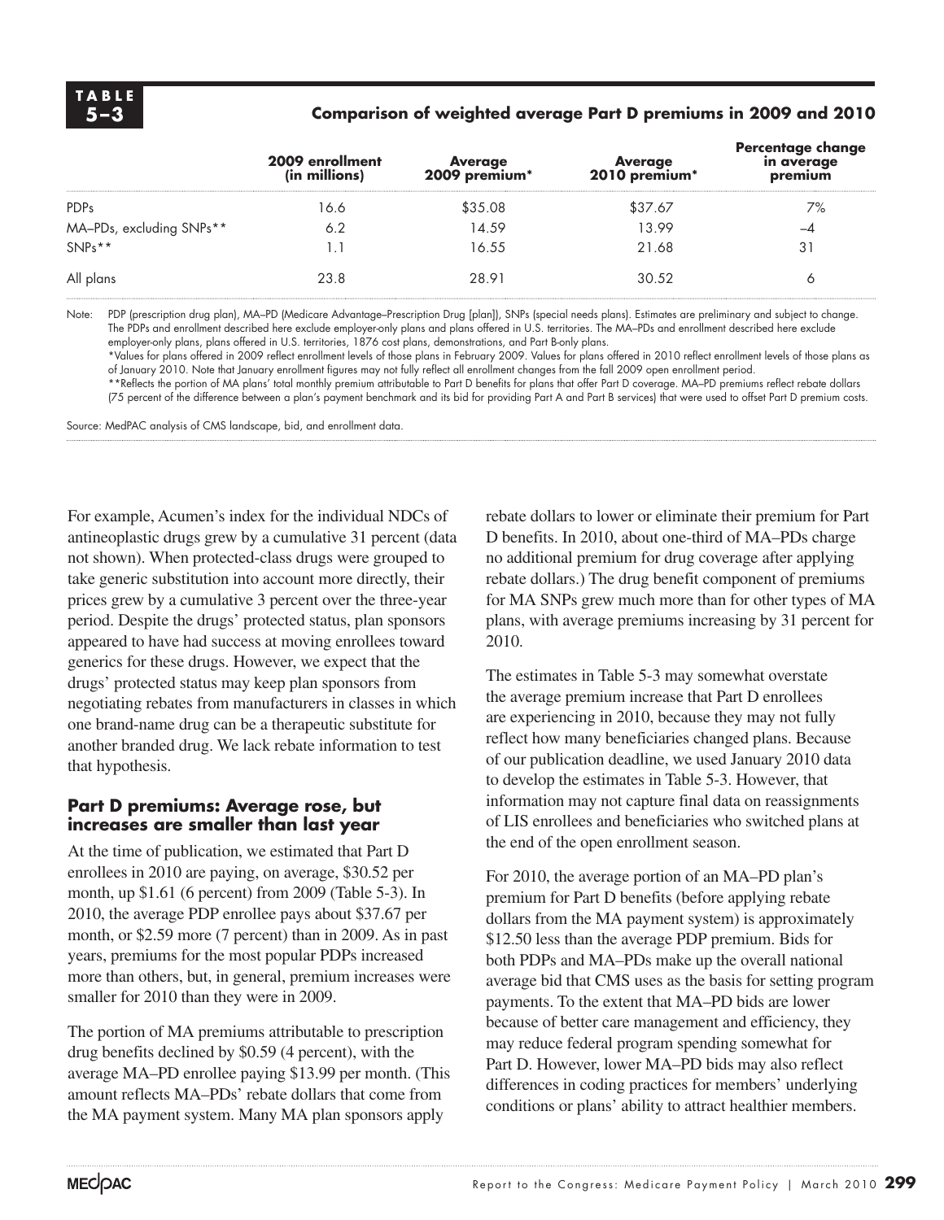**TABLE 5–3**

**Comparison of weighted average Part D premiums in 2009 and 2010**

| | 2009 enrollment (in millions) | Average 2009 premium* | Average 2010 premium* | Percentage change in average premium |
|---|---|---|---|---|
| PDPs | 16.6 | $35.08 | $37.67 | 7% |
| MA–PDs, excluding SNPs** | 6.2 | 14.59 | 13.99 | –4 |
| SNPs** | 1.1 | 16.55 | 21.68 | 31 |
| All plans | 23.8 | 28.91 | 30.52 | 6 |

Note: PDP (prescription drug plan), MA–PD (Medicare Advantage–Prescription Drug [plan]), SNPs (special needs plans). Estimates are preliminary and subject to change. The PDPs and enrollment described here exclude employer-only plans and plans offered in U.S. territories. The MA–PDs and enrollment described here exclude employer-only plans, plans offered in U.S. territories, 1876 cost plans, demonstrations, and Part B-only plans.
*Values for plans offered in 2009 reflect enrollment levels of those plans in February 2009. Values for plans offered in 2010 reflect enrollment levels of those plans as of January 2010. Note that January enrollment figures may not fully reflect all enrollment changes from the fall 2009 open enrollment period.
**Reflects the portion of MA plans' total monthly premium attributable to Part D benefits for plans that offer Part D coverage. MA–PD premiums reflect rebate dollars (75 percent of the difference between a plan's payment benchmark and its bid for providing Part A and Part B services) that were used to offset Part D premium costs.

Source: MedPAC analysis of CMS landscape, bid, and enrollment data.

For example, Acumen's index for the individual NDCs of antineoplastic drugs grew by a cumulative 31 percent (data not shown). When protected-class drugs were grouped to take generic substitution into account more directly, their prices grew by a cumulative 3 percent over the three-year period. Despite the drugs' protected status, plan sponsors appeared to have had success at moving enrollees toward generics for these drugs. However, we expect that the drugs' protected status may keep plan sponsors from negotiating rebates from manufacturers in classes in which one brand-name drug can be a therapeutic substitute for another branded drug. We lack rebate information to test that hypothesis.

### Part D premiums: Average rose, but increases are smaller than last year

At the time of publication, we estimated that Part D enrollees in 2010 are paying, on average, $30.52 per month, up $1.61 (6 percent) from 2009 (Table 5-3). In 2010, the average PDP enrollee pays about $37.67 per month, or $2.59 more (7 percent) than in 2009. As in past years, premiums for the most popular PDPs increased more than others, but, in general, premium increases were smaller for 2010 than they were in 2009.

The portion of MA premiums attributable to prescription drug benefits declined by $0.59 (4 percent), with the average MA–PD enrollee paying $13.99 per month. (This amount reflects MA–PDs' rebate dollars that come from the MA payment system. Many MA plan sponsors apply rebate dollars to lower or eliminate their premium for Part D benefits. In 2010, about one-third of MA–PDs charge no additional premium for drug coverage after applying rebate dollars.) The drug benefit component of premiums for MA SNPs grew much more than for other types of MA plans, with average premiums increasing by 31 percent for 2010.

The estimates in Table 5-3 may somewhat overstate the average premium increase that Part D enrollees are experiencing in 2010, because they may not fully reflect how many beneficiaries changed plans. Because of our publication deadline, we used January 2010 data to develop the estimates in Table 5-3. However, that information may not capture final data on reassignments of LIS enrollees and beneficiaries who switched plans at the end of the open enrollment season.

For 2010, the average portion of an MA–PD plan's premium for Part D benefits (before applying rebate dollars from the MA payment system) is approximately $12.50 less than the average PDP premium. Bids for both PDPs and MA–PDs make up the overall national average bid that CMS uses as the basis for setting program payments. To the extent that MA–PD bids are lower because of better care management and efficiency, they may reduce federal program spending somewhat for Part D. However, lower MA–PD bids may also reflect differences in coding practices for members' underlying conditions or plans' ability to attract healthier members.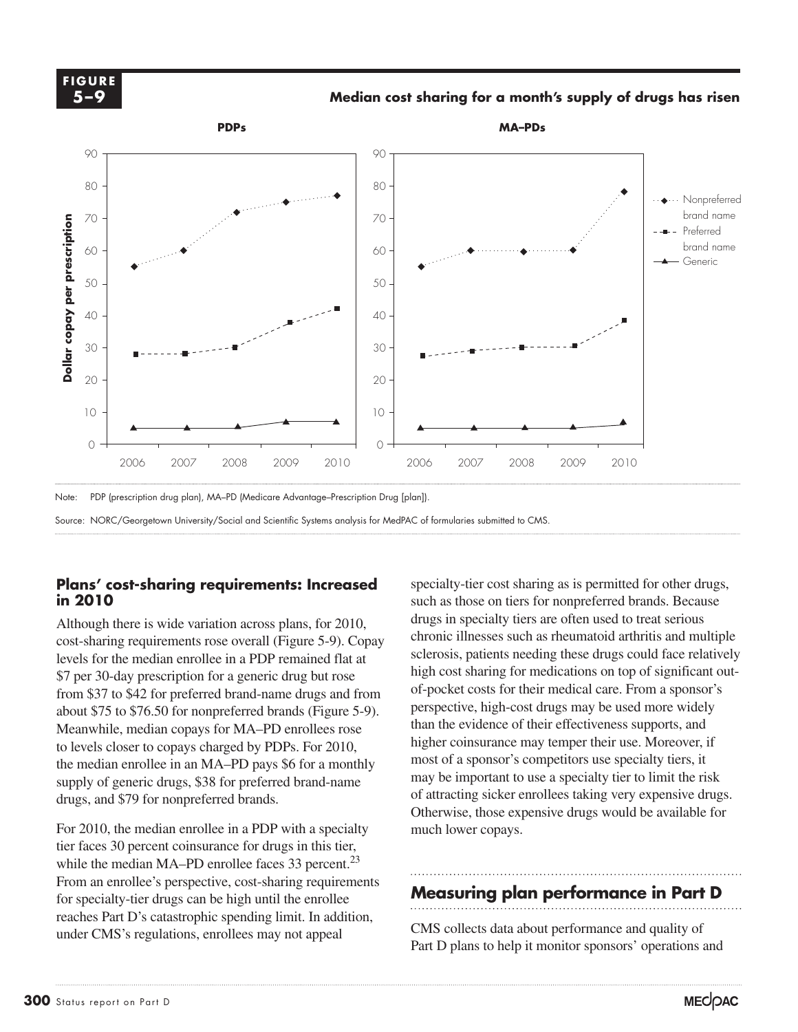**FIGURE 5–9**

**Median cost sharing for a month's supply of drugs has risen**

**PDPs**

**MA–PDs**

Dollar copay per prescription

90
80
70
60
50
40
30
20
10
0

2006
2007
2008
2009
2010

Nonpreferred brand name
Preferred brand name
Generic

Note: PDP (prescription drug plan), MA–PD (Medicare Advantage–Prescription Drug [plan]).

Source: NORC/Georgetown University/Social and Scientific Systems analysis for MedPAC of formularies submitted to CMS.

## Plans' cost-sharing requirements: Increased in 2010

Although there is wide variation across plans, for 2010, cost-sharing requirements rose overall (Figure 5-9). Copay levels for the median enrollee in a PDP remained flat at $7 per 30-day prescription for a generic drug but rose from $37 to $42 for preferred brand-name drugs and from about $75 to $76.50 for nonpreferred brands (Figure 5-9). Meanwhile, median copays for MA–PD enrollees rose to levels closer to copays charged by PDPs. For 2010, the median enrollee in an MA–PD pays $6 for a monthly supply of generic drugs, $38 for preferred brand-name drugs, and $79 for nonpreferred brands.

For 2010, the median enrollee in a PDP with a specialty tier faces 30 percent coinsurance for drugs in this tier, while the median MA–PD enrollee faces 33 percent.[23] From an enrollee's perspective, cost-sharing requirements for specialty-tier drugs can be high until the enrollee reaches Part D's catastrophic spending limit. In addition, under CMS's regulations, enrollees may not appeal specialty-tier cost sharing as is permitted for other drugs, such as those on tiers for nonpreferred brands. Because drugs in specialty tiers are often used to treat serious chronic illnesses such as rheumatoid arthritis and multiple sclerosis, patients needing these drugs could face relatively high cost sharing for medications on top of significant out-of-pocket costs for their medical care. From a sponsor's perspective, high-cost drugs may be used more widely than the evidence of their effectiveness supports, and higher coinsurance may temper their use. Moreover, if most of a sponsor's competitors use specialty tiers, it may be important to use a specialty tier to limit the risk of attracting sicker enrollees taking very expensive drugs. Otherwise, those expensive drugs would be available for much lower copays.

## Measuring plan performance in Part D

CMS collects data about performance and quality of Part D plans to help it monitor sponsors' operations and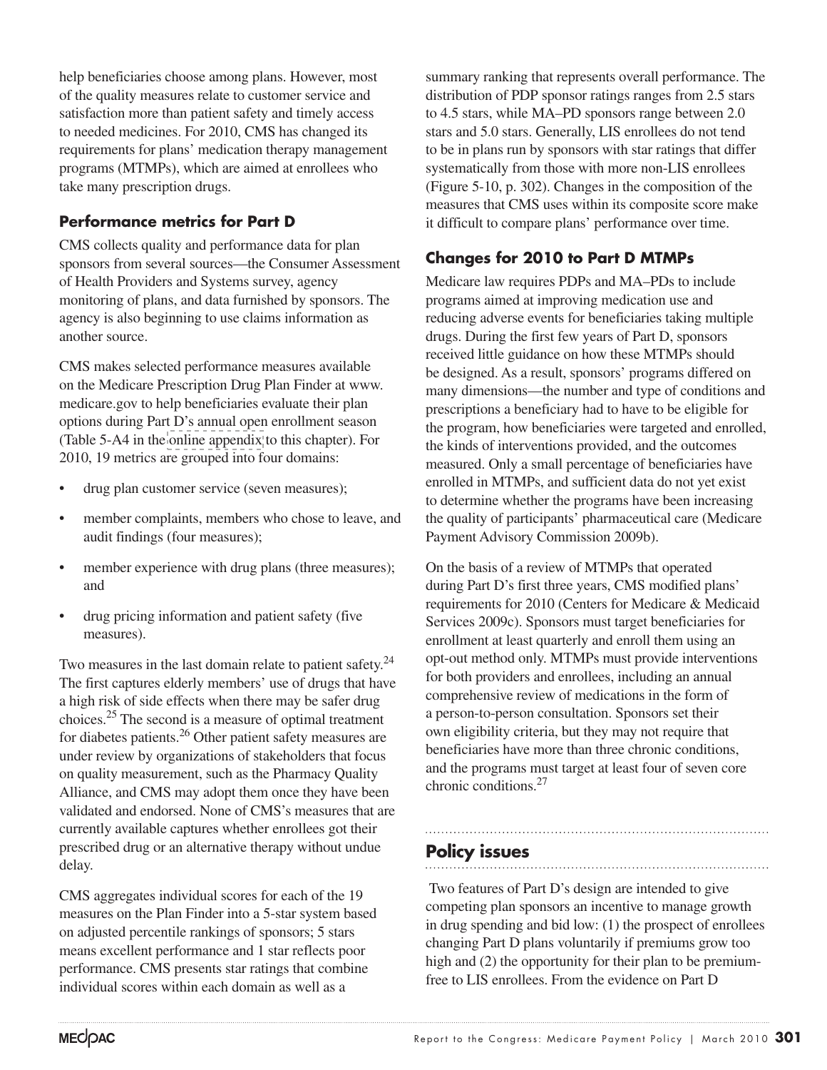help beneficiaries choose among plans. However, most of the quality measures relate to customer service and satisfaction more than patient safety and timely access to needed medicines. For 2010, CMS has changed its requirements for plans' medication therapy management programs (MTMPs), which are aimed at enrollees who take many prescription drugs.

### Performance metrics for Part D

CMS collects quality and performance data for plan sponsors from several sources—the Consumer Assessment of Health Providers and Systems survey, agency monitoring of plans, and data furnished by sponsors. The agency is also beginning to use claims information as another source.

CMS makes selected performance measures available on the Medicare Prescription Drug Plan Finder at www.medicare.gov to help beneficiaries evaluate their plan options during Part D's annual open enrollment season (Table 5-A4 in the online appendix to this chapter). For 2010, 19 metrics are grouped into four domains:

- drug plan customer service (seven measures);
- member complaints, members who chose to leave, and audit findings (four measures);
- member experience with drug plans (three measures); and
- drug pricing information and patient safety (five measures).

Two measures in the last domain relate to patient safety.[24] The first captures elderly members' use of drugs that have a high risk of side effects when there may be safer drug choices.[25] The second is a measure of optimal treatment for diabetes patients.[26] Other patient safety measures are under review by organizations of stakeholders that focus on quality measurement, such as the Pharmacy Quality Alliance, and CMS may adopt them once they have been validated and endorsed. None of CMS's measures that are currently available captures whether enrollees got their prescribed drug or an alternative therapy without undue delay.

CMS aggregates individual scores for each of the 19 measures on the Plan Finder into a 5-star system based on adjusted percentile rankings of sponsors; 5 stars means excellent performance and 1 star reflects poor performance. CMS presents star ratings that combine individual scores within each domain as well as a summary ranking that represents overall performance. The distribution of PDP sponsor ratings ranges from 2.5 stars to 4.5 stars, while MA–PD sponsors range between 2.0 stars and 5.0 stars. Generally, LIS enrollees do not tend to be in plans run by sponsors with star ratings that differ systematically from those with more non-LIS enrollees (Figure 5-10, p. 302). Changes in the composition of the measures that CMS uses within its composite score make it difficult to compare plans' performance over time.

### Changes for 2010 to Part D MTMPs

Medicare law requires PDPs and MA–PDs to include programs aimed at improving medication use and reducing adverse events for beneficiaries taking multiple drugs. During the first few years of Part D, sponsors received little guidance on how these MTMPs should be designed. As a result, sponsors' programs differed on many dimensions—the number and type of conditions and prescriptions a beneficiary had to have to be eligible for the program, how beneficiaries were targeted and enrolled, the kinds of interventions provided, and the outcomes measured. Only a small percentage of beneficiaries have enrolled in MTMPs, and sufficient data do not yet exist to determine whether the programs have been increasing the quality of participants' pharmaceutical care (Medicare Payment Advisory Commission 2009b).

On the basis of a review of MTMPs that operated during Part D's first three years, CMS modified plans' requirements for 2010 (Centers for Medicare & Medicaid Services 2009c). Sponsors must target beneficiaries for enrollment at least quarterly and enroll them using an opt-out method only. MTMPs must provide interventions for both providers and enrollees, including an annual comprehensive review of medications in the form of a person-to-person consultation. Sponsors set their own eligibility criteria, but they may not require that beneficiaries have more than three chronic conditions, and the programs must target at least four of seven core chronic conditions.[27]

## Policy issues

Two features of Part D's design are intended to give competing plan sponsors an incentive to manage growth in drug spending and bid low: (1) the prospect of enrollees changing Part D plans voluntarily if premiums grow too high and (2) the opportunity for their plan to be premium-free to LIS enrollees. From the evidence on Part D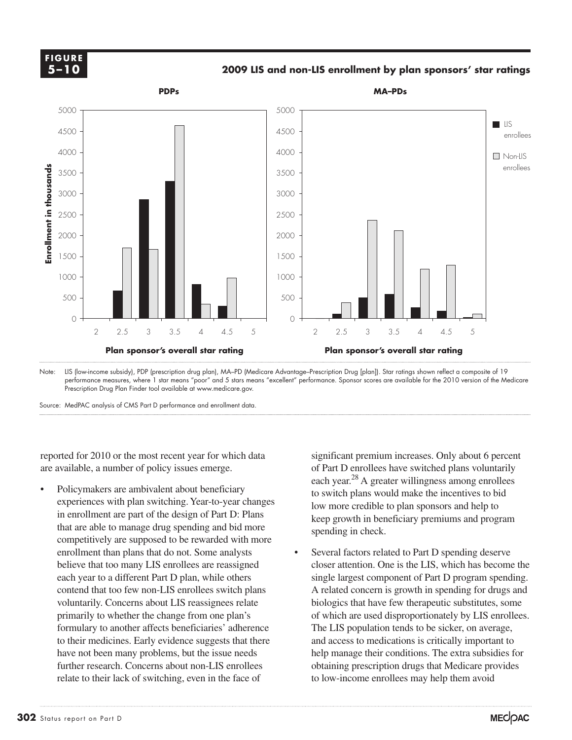**FIGURE 5–10**

**2009 LIS and non-LIS enrollment by plan sponsors' star ratings**

**PDPs**

**MA–PDs**

Enrollment in thousands

5000
4500
4000
3500
3000
2500
2000
1500
1000
500
0

2 2.5 3 3.5 4 4.5 5

Plan sponsor's overall star rating

LIS enrollees

Non-LIS enrollees

Note: LIS (low-income subsidy), PDP (prescription drug plan), MA–PD (Medicare Advantage–Prescription Drug [plan]). Star ratings shown reflect a composite of 19 performance measures, where 1 star means "poor" and 5 stars means "excellent" performance. Sponsor scores are available for the 2010 version of the Medicare Prescription Drug Plan Finder tool available at www.medicare.gov.

Source: MedPAC analysis of CMS Part D performance and enrollment data.

reported for 2010 or the most recent year for which data are available, a number of policy issues emerge.

- Policymakers are ambivalent about beneficiary experiences with plan switching. Year-to-year changes in enrollment are part of the design of Part D: Plans that are able to manage drug spending and bid more competitively are supposed to be rewarded with more enrollment than plans that do not. Some analysts believe that too many LIS enrollees are reassigned each year to a different Part D plan, while others contend that too few non-LIS enrollees switch plans voluntarily. Concerns about LIS reassignees relate primarily to whether the change from one plan's formulary to another affects beneficiaries' adherence to their medicines. Early evidence suggests that there have not been many problems, but the issue needs further research. Concerns about non-LIS enrollees relate to their lack of switching, even in the face of significant premium increases. Only about 6 percent of Part D enrollees have switched plans voluntarily each year.[28] A greater willingness among enrollees to switch plans would make the incentives to bid low more credible to plan sponsors and help to keep growth in beneficiary premiums and program spending in check.

- Several factors related to Part D spending deserve closer attention. One is the LIS, which has become the single largest component of Part D program spending. A related concern is growth in spending for drugs and biologics that have few therapeutic substitutes, some of which are used disproportionately by LIS enrollees. The LIS population tends to be sicker, on average, and access to medications is critically important to help manage their conditions. The extra subsidies for obtaining prescription drugs that Medicare provides to low-income enrollees may help them avoid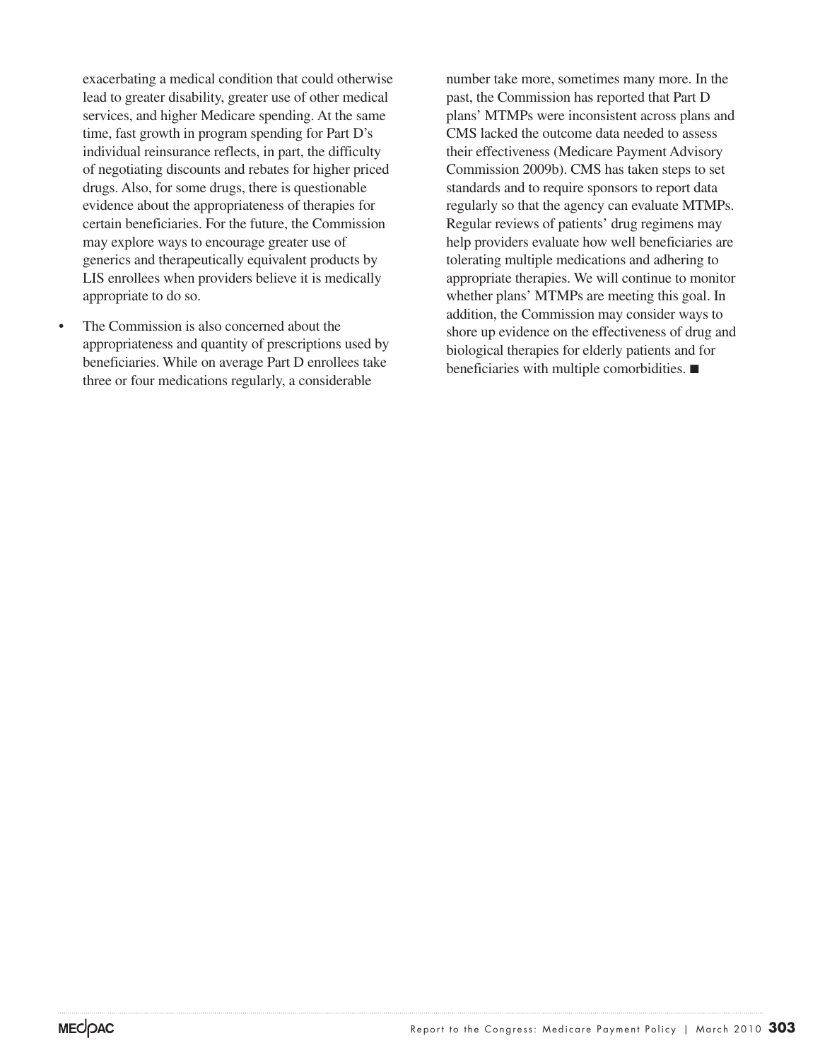exacerbating a medical condition that could otherwise lead to greater disability, greater use of other medical services, and higher Medicare spending. At the same time, fast growth in program spending for Part D's individual reinsurance reflects, in part, the difficulty of negotiating discounts and rebates for higher priced drugs. Also, for some drugs, there is questionable evidence about the appropriateness of therapies for certain beneficiaries. For the future, the Commission may explore ways to encourage greater use of generics and therapeutically equivalent products by LIS enrollees when providers believe it is medically appropriate to do so.

- The Commission is also concerned about the appropriateness and quantity of prescriptions used by beneficiaries. While on average Part D enrollees take three or four medications regularly, a considerable number take more, sometimes many more. In the past, the Commission has reported that Part D plans' MTMPs were inconsistent across plans and CMS lacked the outcome data needed to assess their effectiveness (Medicare Payment Advisory Commission 2009b). CMS has taken steps to set standards and to require sponsors to report data regularly so that the agency can evaluate MTMPs. Regular reviews of patients' drug regimens may help providers evaluate how well beneficiaries are tolerating multiple medications and adhering to appropriate therapies. We will continue to monitor whether plans' MTMPs are meeting this goal. In addition, the Commission may consider ways to shore up evidence on the effectiveness of drug and biological therapies for elderly patients and for beneficiaries with multiple comorbidities. ■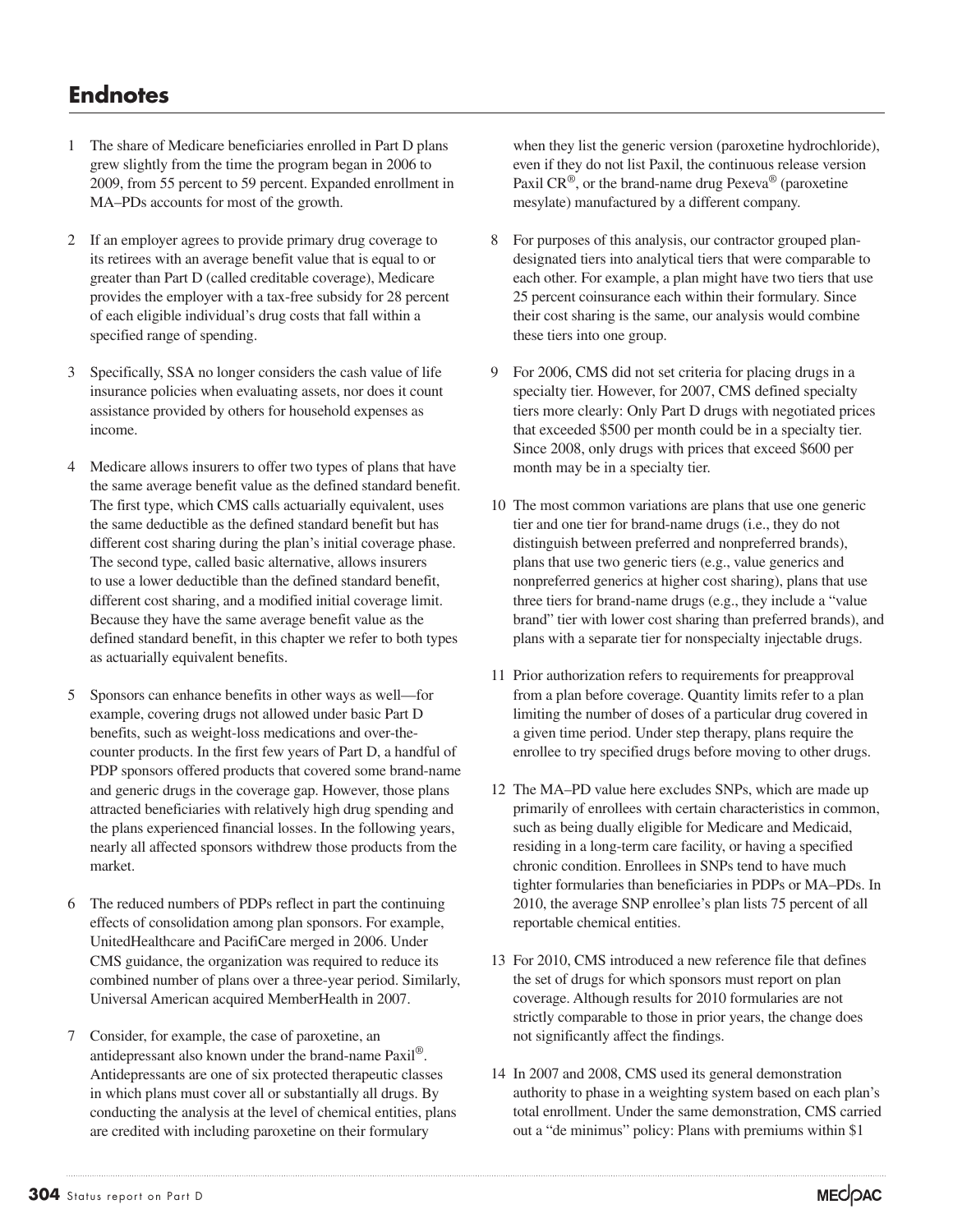## Endnotes

1 The share of Medicare beneficiaries enrolled in Part D plans grew slightly from the time the program began in 2006 to 2009, from 55 percent to 59 percent. Expanded enrollment in MA–PDs accounts for most of the growth.

2 If an employer agrees to provide primary drug coverage to its retirees with an average benefit value that is equal to or greater than Part D (called creditable coverage), Medicare provides the employer with a tax-free subsidy for 28 percent of each eligible individual's drug costs that fall within a specified range of spending.

3 Specifically, SSA no longer considers the cash value of life insurance policies when evaluating assets, nor does it count assistance provided by others for household expenses as income.

4 Medicare allows insurers to offer two types of plans that have the same average benefit value as the defined standard benefit. The first type, which CMS calls actuarially equivalent, uses the same deductible as the defined standard benefit but has different cost sharing during the plan's initial coverage phase. The second type, called basic alternative, allows insurers to use a lower deductible than the defined standard benefit, different cost sharing, and a modified initial coverage limit. Because they have the same average benefit value as the defined standard benefit, in this chapter we refer to both types as actuarially equivalent benefits.

5 Sponsors can enhance benefits in other ways as well—for example, covering drugs not allowed under basic Part D benefits, such as weight-loss medications and over-the-counter products. In the first few years of Part D, a handful of PDP sponsors offered products that covered some brand-name and generic drugs in the coverage gap. However, those plans attracted beneficiaries with relatively high drug spending and the plans experienced financial losses. In the following years, nearly all affected sponsors withdrew those products from the market.

6 The reduced numbers of PDPs reflect in part the continuing effects of consolidation among plan sponsors. For example, UnitedHealthcare and PacifiCare merged in 2006. Under CMS guidance, the organization was required to reduce its combined number of plans over a three-year period. Similarly, Universal American acquired MemberHealth in 2007.

7 Consider, for example, the case of paroxetine, an antidepressant also known under the brand-name Paxil®. Antidepressants are one of six protected therapeutic classes in which plans must cover all or substantially all drugs. By conducting the analysis at the level of chemical entities, plans are credited with including paroxetine on their formulary when they list the generic version (paroxetine hydrochloride), even if they do not list Paxil, the continuous release version Paxil CR®, or the brand-name drug Pexeva® (paroxetine mesylate) manufactured by a different company.

8 For purposes of this analysis, our contractor grouped plan-designated tiers into analytical tiers that were comparable to each other. For example, a plan might have two tiers that use 25 percent coinsurance each within their formulary. Since their cost sharing is the same, our analysis would combine these tiers into one group.

9 For 2006, CMS did not set criteria for placing drugs in a specialty tier. However, for 2007, CMS defined specialty tiers more clearly: Only Part D drugs with negotiated prices that exceeded $500 per month could be in a specialty tier. Since 2008, only drugs with prices that exceed $600 per month may be in a specialty tier.

10 The most common variations are plans that use one generic tier and one tier for brand-name drugs (i.e., they do not distinguish between preferred and nonpreferred brands), plans that use two generic tiers (e.g., value generics and nonpreferred generics at higher cost sharing), plans that use three tiers for brand-name drugs (e.g., they include a "value brand" tier with lower cost sharing than preferred brands), and plans with a separate tier for nonspecialty injectable drugs.

11 Prior authorization refers to requirements for preapproval from a plan before coverage. Quantity limits refer to a plan limiting the number of doses of a particular drug covered in a given time period. Under step therapy, plans require the enrollee to try specified drugs before moving to other drugs.

12 The MA–PD value here excludes SNPs, which are made up primarily of enrollees with certain characteristics in common, such as being dually eligible for Medicare and Medicaid, residing in a long-term care facility, or having a specified chronic condition. Enrollees in SNPs tend to have much tighter formularies than beneficiaries in PDPs or MA–PDs. In 2010, the average SNP enrollee's plan lists 75 percent of all reportable chemical entities.

13 For 2010, CMS introduced a new reference file that defines the set of drugs for which sponsors must report on plan coverage. Although results for 2010 formularies are not strictly comparable to those in prior years, the change does not significantly affect the findings.

14 In 2007 and 2008, CMS used its general demonstration authority to phase in a weighting system based on each plan's total enrollment. Under the same demonstration, CMS carried out a "de minimus" policy: Plans with premiums within $1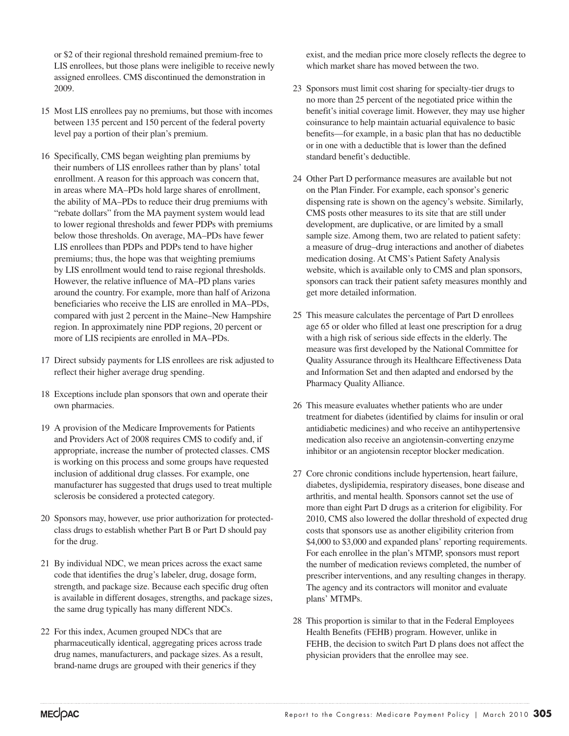or $2 of their regional threshold remained premium-free to LIS enrollees, but those plans were ineligible to receive newly assigned enrollees. CMS discontinued the demonstration in 2009.

15 Most LIS enrollees pay no premiums, but those with incomes between 135 percent and 150 percent of the federal poverty level pay a portion of their plan's premium.

16 Specifically, CMS began weighting plan premiums by their numbers of LIS enrollees rather than by plans' total enrollment. A reason for this approach was concern that, in areas where MA–PDs hold large shares of enrollment, the ability of MA–PDs to reduce their drug premiums with "rebate dollars" from the MA payment system would lead to lower regional thresholds and fewer PDPs with premiums below those thresholds. On average, MA–PDs have fewer LIS enrollees than PDPs and PDPs tend to have higher premiums; thus, the hope was that weighting premiums by LIS enrollment would tend to raise regional thresholds. However, the relative influence of MA–PD plans varies around the country. For example, more than half of Arizona beneficiaries who receive the LIS are enrolled in MA–PDs, compared with just 2 percent in the Maine–New Hampshire region. In approximately nine PDP regions, 20 percent or more of LIS recipients are enrolled in MA–PDs.

17 Direct subsidy payments for LIS enrollees are risk adjusted to reflect their higher average drug spending.

18 Exceptions include plan sponsors that own and operate their own pharmacies.

19 A provision of the Medicare Improvements for Patients and Providers Act of 2008 requires CMS to codify and, if appropriate, increase the number of protected classes. CMS is working on this process and some groups have requested inclusion of additional drug classes. For example, one manufacturer has suggested that drugs used to treat multiple sclerosis be considered a protected category.

20 Sponsors may, however, use prior authorization for protected-class drugs to establish whether Part B or Part D should pay for the drug.

21 By individual NDC, we mean prices across the exact same code that identifies the drug's labeler, drug, dosage form, strength, and package size. Because each specific drug often is available in different dosages, strengths, and package sizes, the same drug typically has many different NDCs.

22 For this index, Acumen grouped NDCs that are pharmaceutically identical, aggregating prices across trade drug names, manufacturers, and package sizes. As a result, brand-name drugs are grouped with their generics if they exist, and the median price more closely reflects the degree to which market share has moved between the two.

23 Sponsors must limit cost sharing for specialty-tier drugs to no more than 25 percent of the negotiated price within the benefit's initial coverage limit. However, they may use higher coinsurance to help maintain actuarial equivalence to basic benefits—for example, in a basic plan that has no deductible or in one with a deductible that is lower than the defined standard benefit's deductible.

24 Other Part D performance measures are available but not on the Plan Finder. For example, each sponsor's generic dispensing rate is shown on the agency's website. Similarly, CMS posts other measures to its site that are still under development, are duplicative, or are limited by a small sample size. Among them, two are related to patient safety: a measure of drug–drug interactions and another of diabetes medication dosing. At CMS's Patient Safety Analysis website, which is available only to CMS and plan sponsors, sponsors can track their patient safety measures monthly and get more detailed information.

25 This measure calculates the percentage of Part D enrollees age 65 or older who filled at least one prescription for a drug with a high risk of serious side effects in the elderly. The measure was first developed by the National Committee for Quality Assurance through its Healthcare Effectiveness Data and Information Set and then adapted and endorsed by the Pharmacy Quality Alliance.

26 This measure evaluates whether patients who are under treatment for diabetes (identified by claims for insulin or oral antidiabetic medicines) and who receive an antihypertensive medication also receive an angiotensin-converting enzyme inhibitor or an angiotensin receptor blocker medication.

27 Core chronic conditions include hypertension, heart failure, diabetes, dyslipidemia, respiratory diseases, bone disease and arthritis, and mental health. Sponsors cannot set the use of more than eight Part D drugs as a criterion for eligibility. For 2010, CMS also lowered the dollar threshold of expected drug costs that sponsors use as another eligibility criterion from $4,000 to $3,000 and expanded plans' reporting requirements. For each enrollee in the plan's MTMP, sponsors must report the number of medication reviews completed, the number of prescriber interventions, and any resulting changes in therapy. The agency and its contractors will monitor and evaluate plans' MTMPs.

28 This proportion is similar to that in the Federal Employees Health Benefits (FEHB) program. However, unlike in FEHB, the decision to switch Part D plans does not affect the physician providers that the enrollee may see.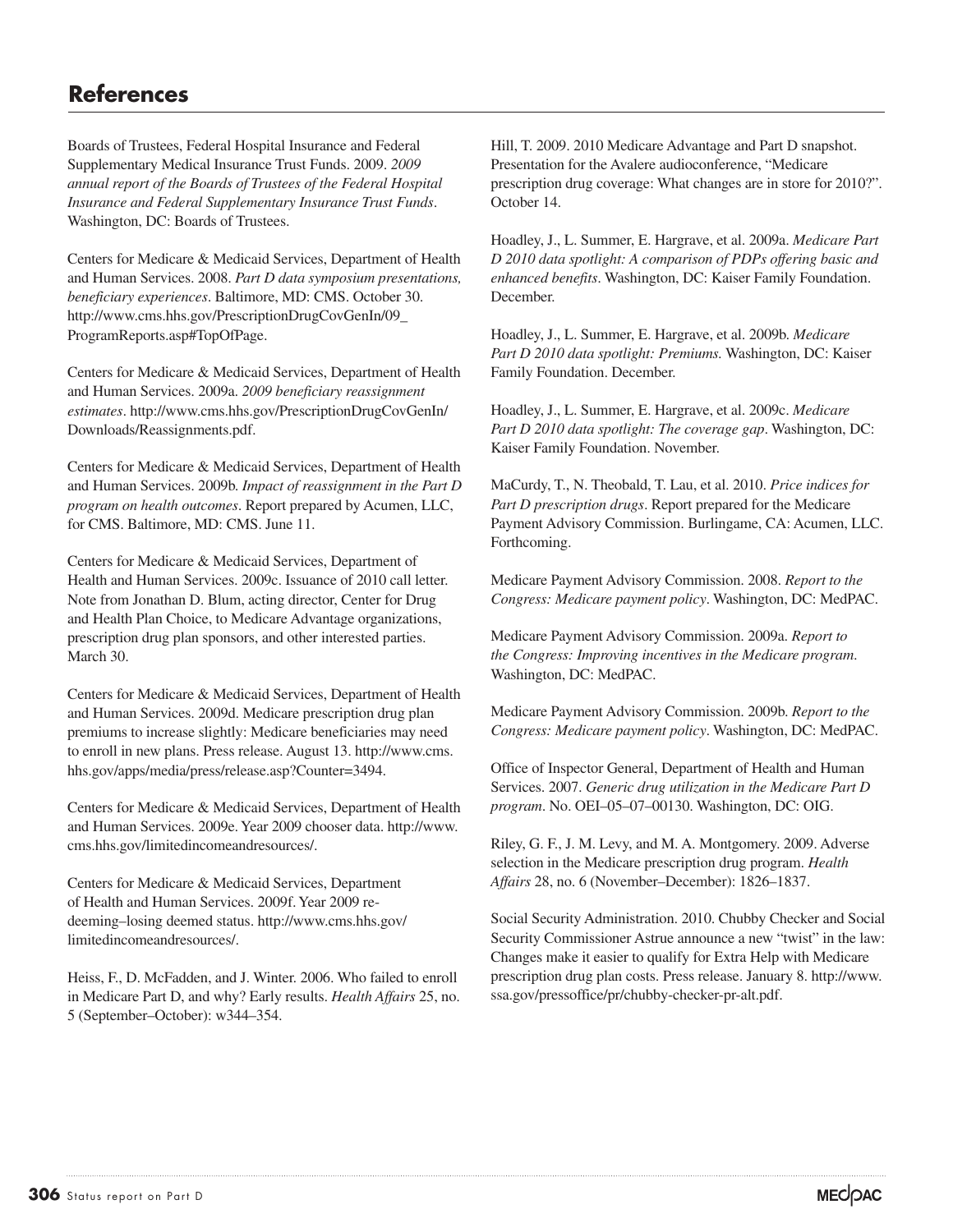## References

Boards of Trustees, Federal Hospital Insurance and Federal Supplementary Medical Insurance Trust Funds. 2009. *2009 annual report of the Boards of Trustees of the Federal Hospital Insurance and Federal Supplementary Insurance Trust Funds*. Washington, DC: Boards of Trustees.

Centers for Medicare & Medicaid Services, Department of Health and Human Services. 2008. *Part D data symposium presentations, beneficiary experiences*. Baltimore, MD: CMS. October 30. http://www.cms.hhs.gov/PrescriptionDrugCovGenIn/09_ProgramReports.asp#TopOfPage.

Centers for Medicare & Medicaid Services, Department of Health and Human Services. 2009a. *2009 beneficiary reassignment estimates*. http://www.cms.hhs.gov/PrescriptionDrugCovGenIn/Downloads/Reassignments.pdf.

Centers for Medicare & Medicaid Services, Department of Health and Human Services. 2009b. *Impact of reassignment in the Part D program on health outcomes*. Report prepared by Acumen, LLC, for CMS. Baltimore, MD: CMS. June 11.

Centers for Medicare & Medicaid Services, Department of Health and Human Services. 2009c. Issuance of 2010 call letter. Note from Jonathan D. Blum, acting director, Center for Drug and Health Plan Choice, to Medicare Advantage organizations, prescription drug plan sponsors, and other interested parties. March 30.

Centers for Medicare & Medicaid Services, Department of Health and Human Services. 2009d. Medicare prescription drug plan premiums to increase slightly: Medicare beneficiaries may need to enroll in new plans. Press release. August 13. http://www.cms.hhs.gov/apps/media/press/release.asp?Counter=3494.

Centers for Medicare & Medicaid Services, Department of Health and Human Services. 2009e. Year 2009 chooser data. http://www.cms.hhs.gov/limitedincomeandresources/.

Centers for Medicare & Medicaid Services, Department of Health and Human Services. 2009f. Year 2009 re-deeming–losing deemed status. http://www.cms.hhs.gov/limitedincomeandresources/.

Heiss, F., D. McFadden, and J. Winter. 2006. Who failed to enroll in Medicare Part D, and why? Early results. *Health Affairs* 25, no. 5 (September–October): w344–354.

Hill, T. 2009. 2010 Medicare Advantage and Part D snapshot. Presentation for the Avalere audioconference, "Medicare prescription drug coverage: What changes are in store for 2010?". October 14.

Hoadley, J., L. Summer, E. Hargrave, et al. 2009a. *Medicare Part D 2010 data spotlight: A comparison of PDPs offering basic and enhanced benefits*. Washington, DC: Kaiser Family Foundation. December.

Hoadley, J., L. Summer, E. Hargrave, et al. 2009b. *Medicare Part D 2010 data spotlight: Premiums*. Washington, DC: Kaiser Family Foundation. December.

Hoadley, J., L. Summer, E. Hargrave, et al. 2009c. *Medicare Part D 2010 data spotlight: The coverage gap*. Washington, DC: Kaiser Family Foundation. November.

MaCurdy, T., N. Theobald, T. Lau, et al. 2010. *Price indices for Part D prescription drugs*. Report prepared for the Medicare Payment Advisory Commission. Burlingame, CA: Acumen, LLC. Forthcoming.

Medicare Payment Advisory Commission. 2008. *Report to the Congress: Medicare payment policy*. Washington, DC: MedPAC.

Medicare Payment Advisory Commission. 2009a. *Report to the Congress: Improving incentives in the Medicare program*. Washington, DC: MedPAC.

Medicare Payment Advisory Commission. 2009b. *Report to the Congress: Medicare payment policy*. Washington, DC: MedPAC.

Office of Inspector General, Department of Health and Human Services. 2007. *Generic drug utilization in the Medicare Part D program*. No. OEI–05–07–00130. Washington, DC: OIG.

Riley, G. F., J. M. Levy, and M. A. Montgomery. 2009. Adverse selection in the Medicare prescription drug program. *Health Affairs* 28, no. 6 (November–December): 1826–1837.

Social Security Administration. 2010. Chubby Checker and Social Security Commissioner Astrue announce a new "twist" in the law: Changes make it easier to qualify for Extra Help with Medicare prescription drug plan costs. Press release. January 8. http://www.ssa.gov/pressoffice/pr/chubby-checker-pr-alt.pdf.